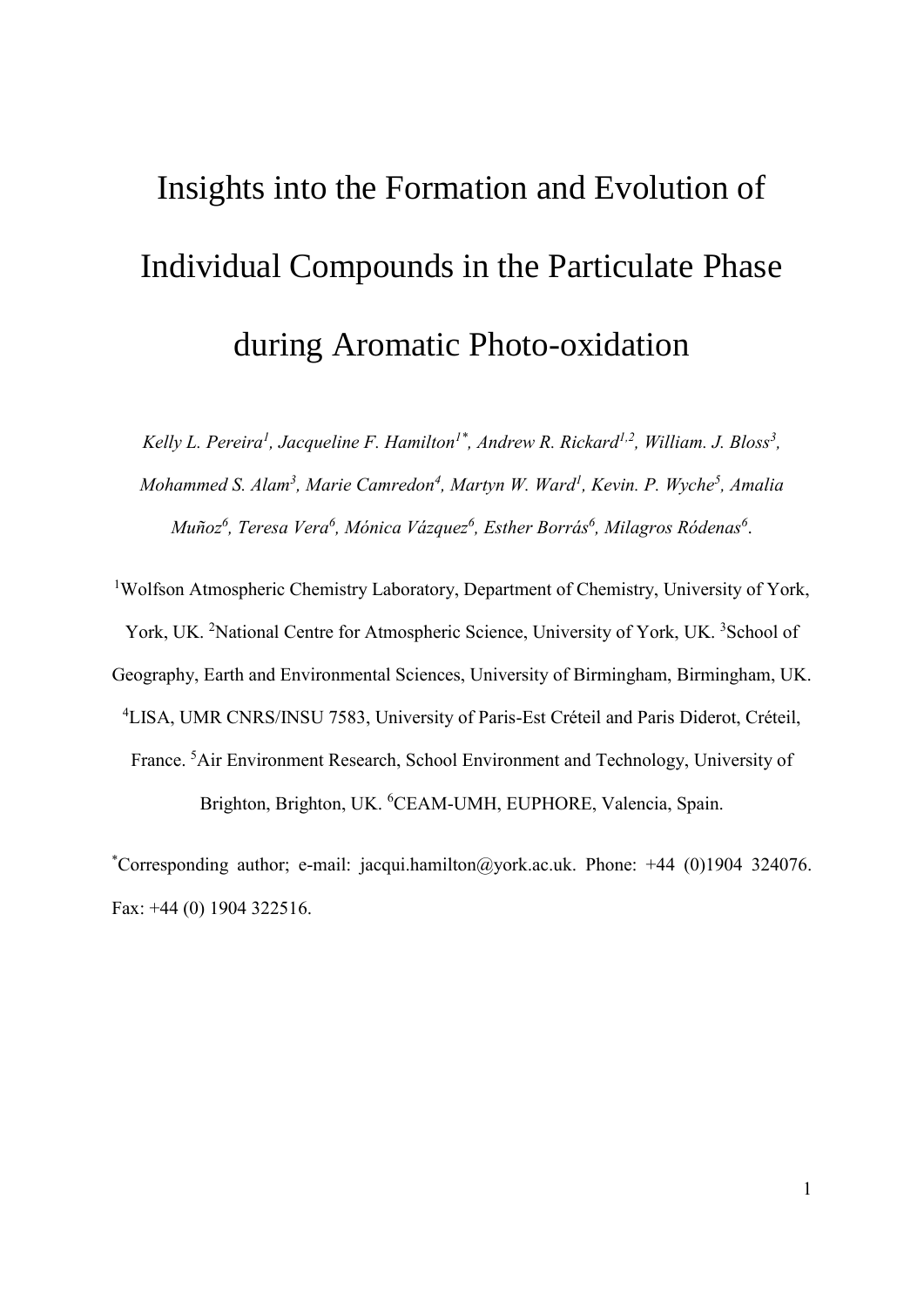# Insights into the Formation and Evolution of Individual Compounds in the Particulate Phase during Aromatic Photo-oxidation

*Kelly L. Pereira[1], Jacqueline F. Hamilton[1*], Andrew R. Rickard[1,2], William. J. Bloss[3], Mohammed S. Alam[3], Marie Camredon[4], Martyn W. Ward[1], Kevin. P. Wyche[5], Amalia Muñoz[6], Teresa Vera[6], Mónica Vázquez[6], Esther Borrás[6], Milagros Ródenas[6].*

[1]Wolfson Atmospheric Chemistry Laboratory, Department of Chemistry, University of York, York, UK. [2]National Centre for Atmospheric Science, University of York, UK. [3]School of Geography, Earth and Environmental Sciences, University of Birmingham, Birmingham, UK. [4]LISA, UMR CNRS/INSU 7583, University of Paris-Est Créteil and Paris Diderot, Créteil, France. [5]Air Environment Research, School Environment and Technology, University of Brighton, Brighton, UK. [6]CEAM-UMH, EUPHORE, Valencia, Spain.

[*]Corresponding author; e-mail: jacqui.hamilton@york.ac.uk. Phone: +44 (0)1904 324076. Fax: +44 (0) 1904 322516.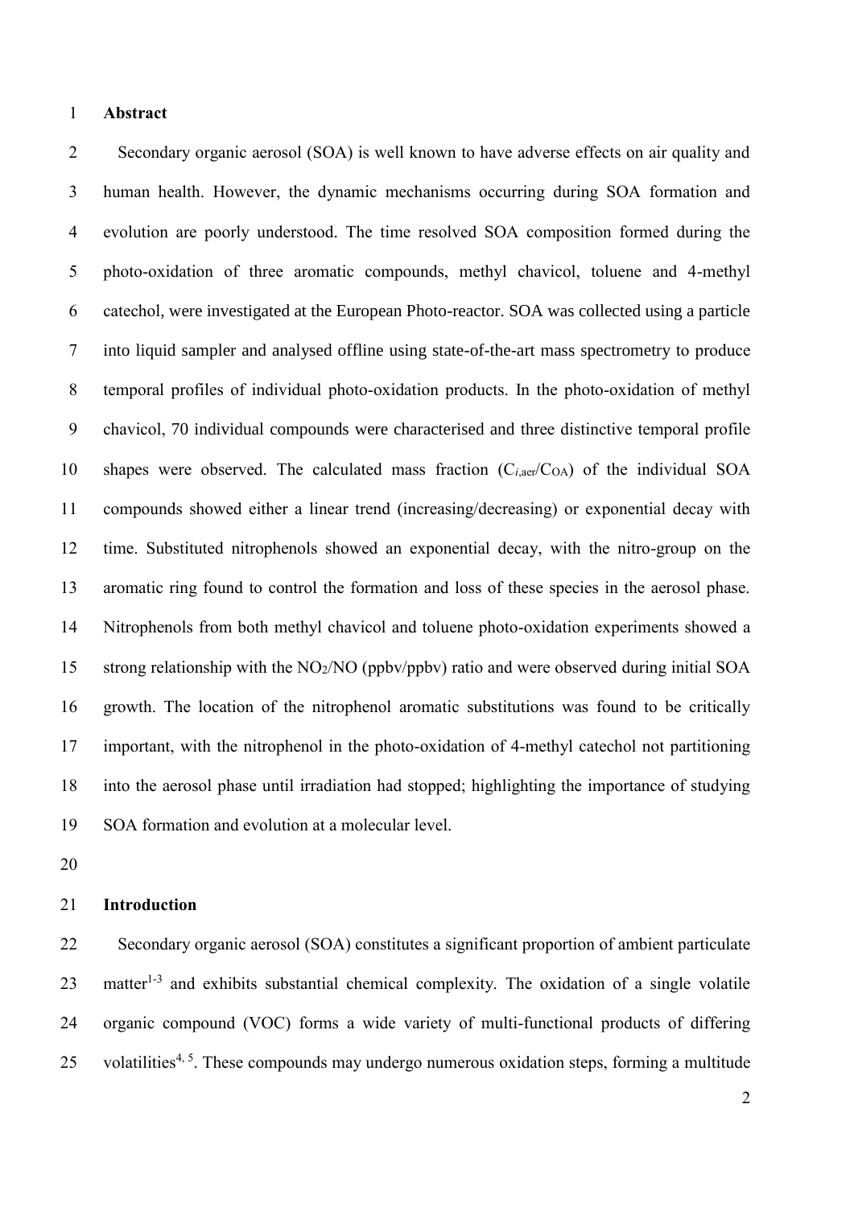## Abstract

Secondary organic aerosol (SOA) is well known to have adverse effects on air quality and human health. However, the dynamic mechanisms occurring during SOA formation and evolution are poorly understood. The time resolved SOA composition formed during the photo-oxidation of three aromatic compounds, methyl chavicol, toluene and 4-methyl catechol, were investigated at the European Photo-reactor. SOA was collected using a particle into liquid sampler and analysed offline using state-of-the-art mass spectrometry to produce temporal profiles of individual photo-oxidation products. In the photo-oxidation of methyl chavicol, 70 individual compounds were characterised and three distinctive temporal profile shapes were observed. The calculated mass fraction ($C_{i,aer}/C_{OA}$) of the individual SOA compounds showed either a linear trend (increasing/decreasing) or exponential decay with time. Substituted nitrophenols showed an exponential decay, with the nitro-group on the aromatic ring found to control the formation and loss of these species in the aerosol phase. Nitrophenols from both methyl chavicol and toluene photo-oxidation experiments showed a strong relationship with the $NO_2/NO$ (ppbv/ppbv) ratio and were observed during initial SOA growth. The location of the nitrophenol aromatic substitutions was found to be critically important, with the nitrophenol in the photo-oxidation of 4-methyl catechol not partitioning into the aerosol phase until irradiation had stopped; highlighting the importance of studying SOA formation and evolution at a molecular level.

## Introduction

Secondary organic aerosol (SOA) constitutes a significant proportion of ambient particulate matter[1-3] and exhibits substantial chemical complexity. The oxidation of a single volatile organic compound (VOC) forms a wide variety of multi-functional products of differing volatilities[4, 5]. These compounds may undergo numerous oxidation steps, forming a multitude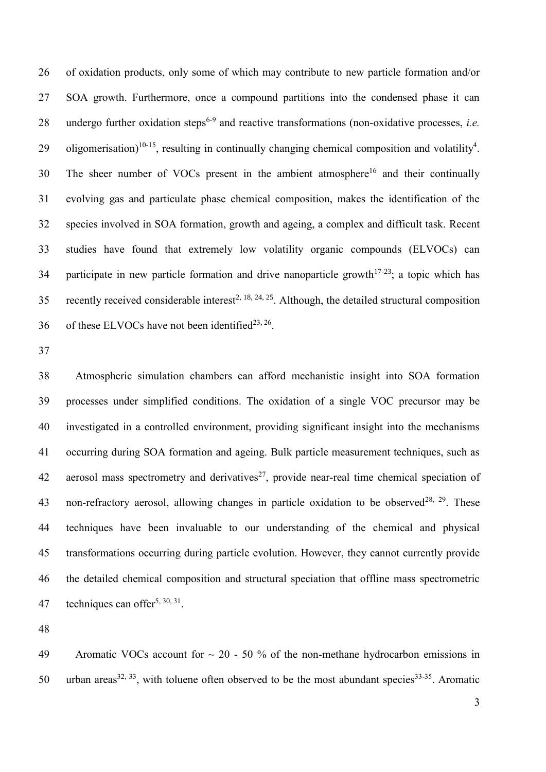of oxidation products, only some of which may contribute to new particle formation and/or SOA growth. Furthermore, once a compound partitions into the condensed phase it can undergo further oxidation steps[6-9] and reactive transformations (non-oxidative processes, *i.e.* oligomerisation)[10-15], resulting in continually changing chemical composition and volatility[4]. The sheer number of VOCs present in the ambient atmosphere[16] and their continually evolving gas and particulate phase chemical composition, makes the identification of the species involved in SOA formation, growth and ageing, a complex and difficult task. Recent studies have found that extremely low volatility organic compounds (ELVOCs) can participate in new particle formation and drive nanoparticle growth[17-23]; a topic which has recently received considerable interest[2, 18, 24, 25]. Although, the detailed structural composition of these ELVOCs have not been identified[23, 26].

Atmospheric simulation chambers can afford mechanistic insight into SOA formation processes under simplified conditions. The oxidation of a single VOC precursor may be investigated in a controlled environment, providing significant insight into the mechanisms occurring during SOA formation and ageing. Bulk particle measurement techniques, such as aerosol mass spectrometry and derivatives[27], provide near-real time chemical speciation of non-refractory aerosol, allowing changes in particle oxidation to be observed[28, 29]. These techniques have been invaluable to our understanding of the chemical and physical transformations occurring during particle evolution. However, they cannot currently provide the detailed chemical composition and structural speciation that offline mass spectrometric techniques can offer[5, 30, 31].

Aromatic VOCs account for ~ 20 - 50 % of the non-methane hydrocarbon emissions in urban areas[32, 33], with toluene often observed to be the most abundant species[33-35]. Aromatic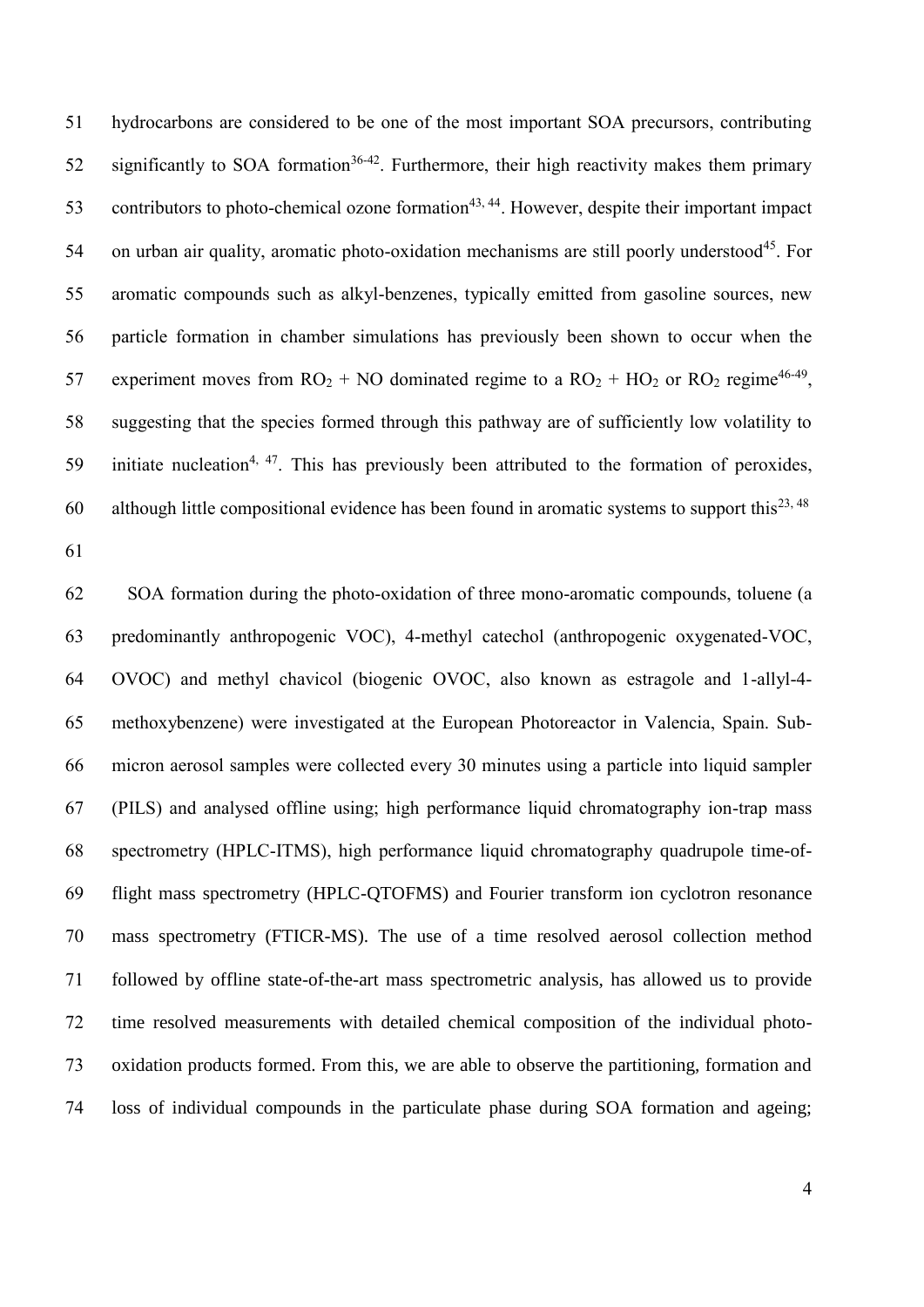hydrocarbons are considered to be one of the most important SOA precursors, contributing significantly to SOA formation[36-42]. Furthermore, their high reactivity makes them primary contributors to photo-chemical ozone formation[43, 44]. However, despite their important impact on urban air quality, aromatic photo-oxidation mechanisms are still poorly understood[45]. For aromatic compounds such as alkyl-benzenes, typically emitted from gasoline sources, new particle formation in chamber simulations has previously been shown to occur when the experiment moves from $RO_2$ + NO dominated regime to a $RO_2$ + $HO_2$ or $RO_2$ regime[46-49], suggesting that the species formed through this pathway are of sufficiently low volatility to initiate nucleation[4, 47]. This has previously been attributed to the formation of peroxides, although little compositional evidence has been found in aromatic systems to support this[23, 48]

SOA formation during the photo-oxidation of three mono-aromatic compounds, toluene (a predominantly anthropogenic VOC), 4-methyl catechol (anthropogenic oxygenated-VOC, OVOC) and methyl chavicol (biogenic OVOC, also known as estragole and 1-allyl-4-methoxybenzene) were investigated at the European Photoreactor in Valencia, Spain. Sub-micron aerosol samples were collected every 30 minutes using a particle into liquid sampler (PILS) and analysed offline using; high performance liquid chromatography ion-trap mass spectrometry (HPLC-ITMS), high performance liquid chromatography quadrupole time-of-flight mass spectrometry (HPLC-QTOFMS) and Fourier transform ion cyclotron resonance mass spectrometry (FTICR-MS). The use of a time resolved aerosol collection method followed by offline state-of-the-art mass spectrometric analysis, has allowed us to provide time resolved measurements with detailed chemical composition of the individual photo-oxidation products formed. From this, we are able to observe the partitioning, formation and loss of individual compounds in the particulate phase during SOA formation and ageing;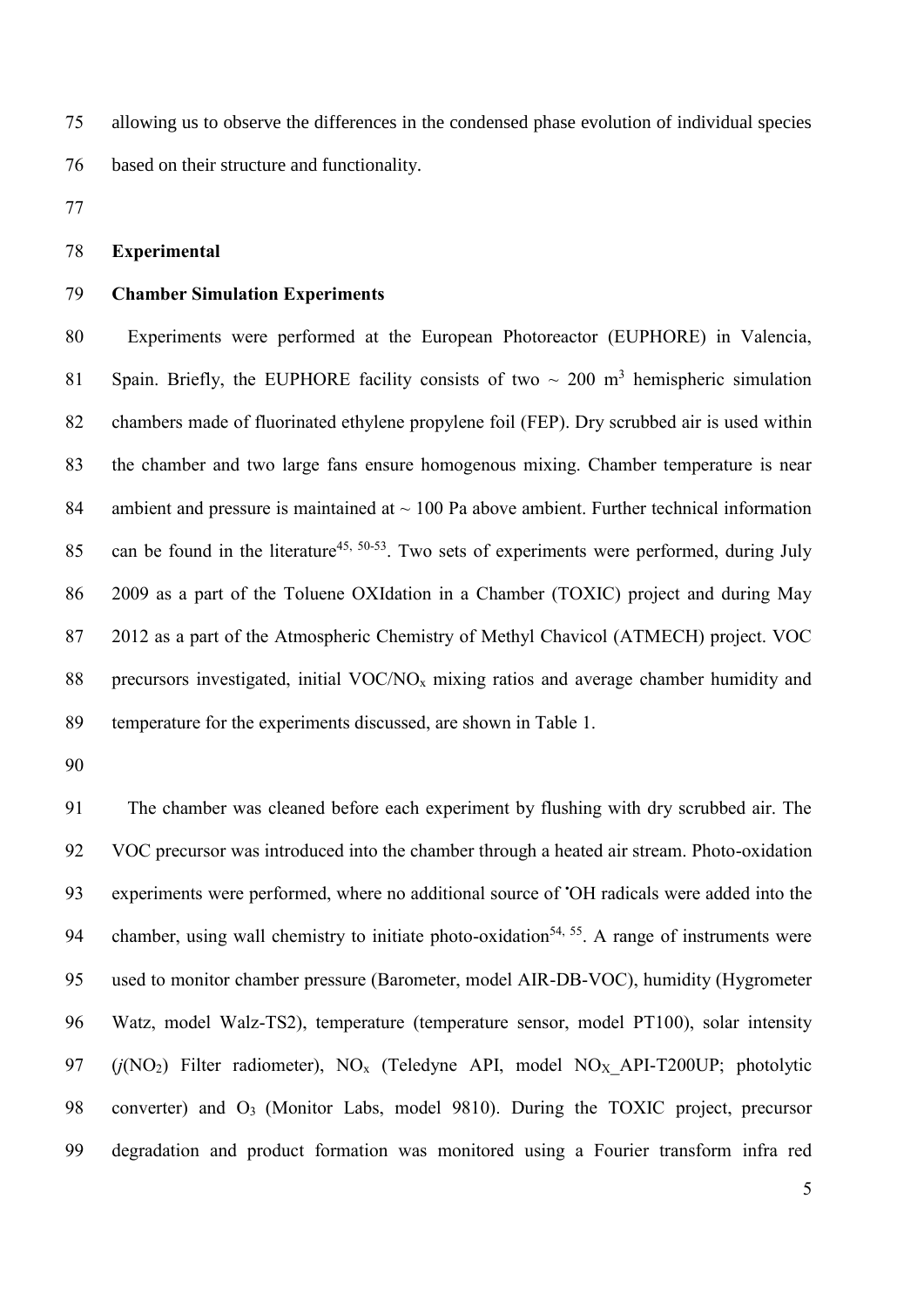allowing us to observe the differences in the condensed phase evolution of individual species based on their structure and functionality.

## Experimental

### Chamber Simulation Experiments

Experiments were performed at the European Photoreactor (EUPHORE) in Valencia, Spain. Briefly, the EUPHORE facility consists of two ~ 200 $m^3$ hemispheric simulation chambers made of fluorinated ethylene propylene foil (FEP). Dry scrubbed air is used within the chamber and two large fans ensure homogenous mixing. Chamber temperature is near ambient and pressure is maintained at ~ 100 Pa above ambient. Further technical information can be found in the literature[45, 50-53]. Two sets of experiments were performed, during July 2009 as a part of the Toluene OXIdation in a Chamber (TOXIC) project and during May 2012 as a part of the Atmospheric Chemistry of Methyl Chavicol (ATMECH) project. VOC precursors investigated, initial VOC/$NO_x$ mixing ratios and average chamber humidity and temperature for the experiments discussed, are shown in Table 1.

The chamber was cleaned before each experiment by flushing with dry scrubbed air. The VOC precursor was introduced into the chamber through a heated air stream. Photo-oxidation experiments were performed, where no additional source of $^{\bullet}OH$ radicals were added into the chamber, using wall chemistry to initiate photo-oxidation[54, 55]. A range of instruments were used to monitor chamber pressure (Barometer, model AIR-DB-VOC), humidity (Hygrometer Watz, model Walz-TS2), temperature (temperature sensor, model PT100), solar intensity ($j(NO_2)$ Filter radiometer), $NO_x$ (Teledyne API, model $NO_X$_API-T200UP; photolytic converter) and $O_3$ (Monitor Labs, model 9810). During the TOXIC project, precursor degradation and product formation was monitored using a Fourier transform infra red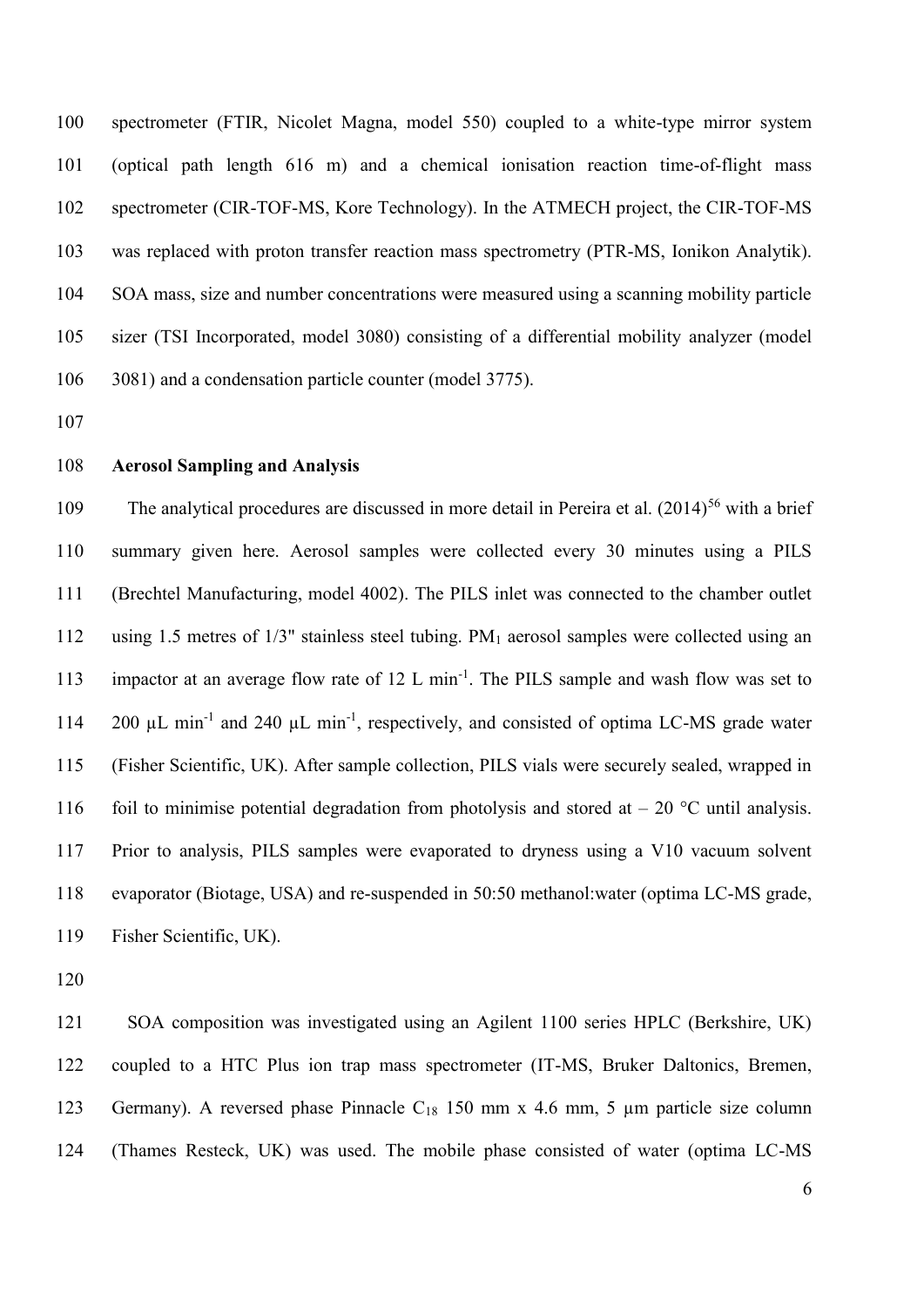spectrometer (FTIR, Nicolet Magna, model 550) coupled to a white-type mirror system (optical path length 616 m) and a chemical ionisation reaction time-of-flight mass spectrometer (CIR-TOF-MS, Kore Technology). In the ATMECH project, the CIR-TOF-MS was replaced with proton transfer reaction mass spectrometry (PTR-MS, Ionikon Analytik). SOA mass, size and number concentrations were measured using a scanning mobility particle sizer (TSI Incorporated, model 3080) consisting of a differential mobility analyzer (model 3081) and a condensation particle counter (model 3775).

**Aerosol Sampling and Analysis**

The analytical procedures are discussed in more detail in Pereira et al. (2014)[56] with a brief summary given here. Aerosol samples were collected every 30 minutes using a PILS (Brechtel Manufacturing, model 4002). The PILS inlet was connected to the chamber outlet using 1.5 metres of 1/3" stainless steel tubing. $PM_1$ aerosol samples were collected using an impactor at an average flow rate of 12 L $min^{-1}$. The PILS sample and wash flow was set to 200 µL $min^{-1}$ and 240 µL $min^{-1}$, respectively, and consisted of optima LC-MS grade water (Fisher Scientific, UK). After sample collection, PILS vials were securely sealed, wrapped in foil to minimise potential degradation from photolysis and stored at – 20 °C until analysis. Prior to analysis, PILS samples were evaporated to dryness using a V10 vacuum solvent evaporator (Biotage, USA) and re-suspended in 50:50 methanol:water (optima LC-MS grade, Fisher Scientific, UK).

SOA composition was investigated using an Agilent 1100 series HPLC (Berkshire, UK) coupled to a HTC Plus ion trap mass spectrometer (IT-MS, Bruker Daltonics, Bremen, Germany). A reversed phase Pinnacle $C_{18}$ 150 mm x 4.6 mm, 5 µm particle size column (Thames Resteck, UK) was used. The mobile phase consisted of water (optima LC-MS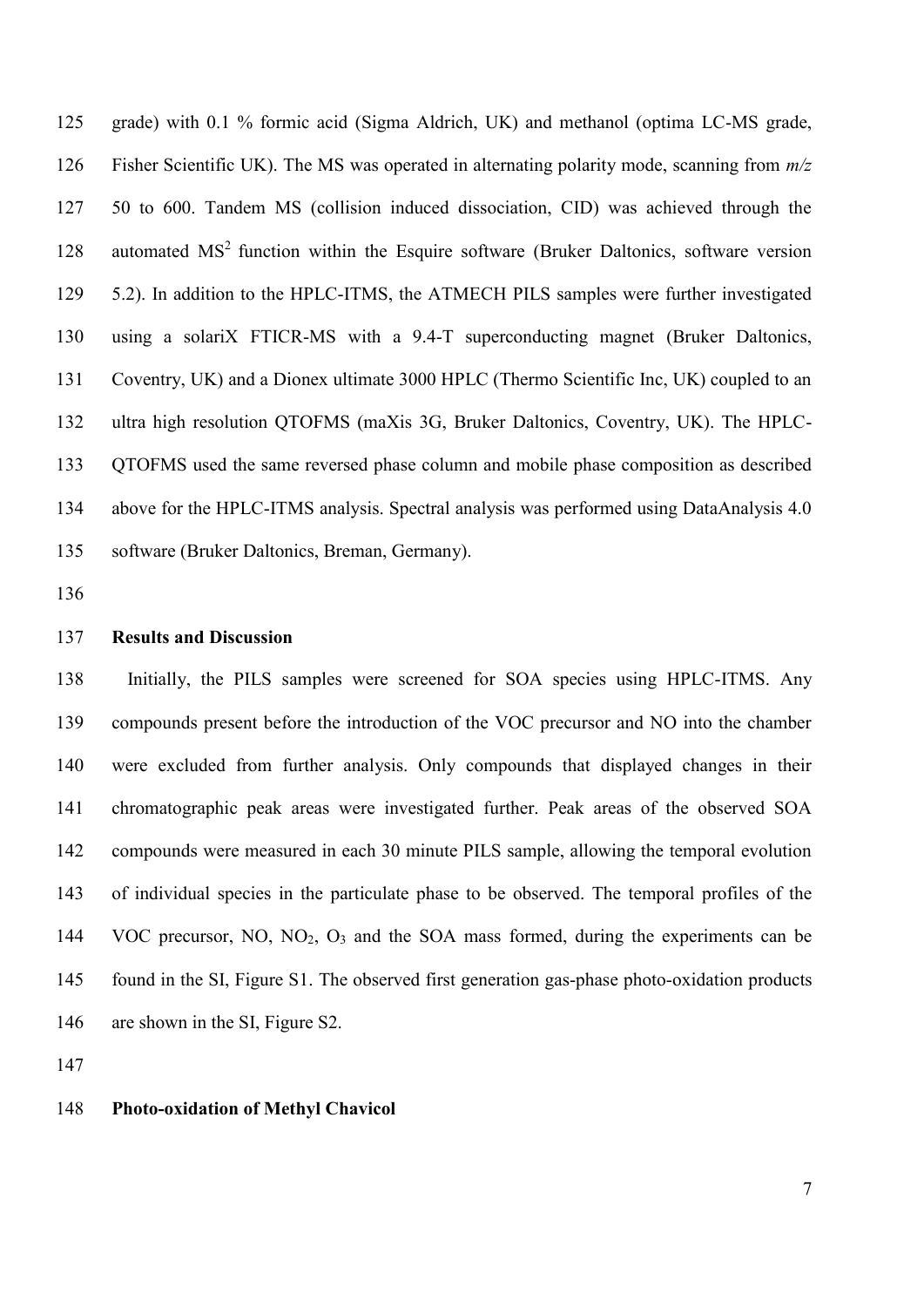grade) with 0.1 % formic acid (Sigma Aldrich, UK) and methanol (optima LC-MS grade, Fisher Scientific UK). The MS was operated in alternating polarity mode, scanning from *m/z* 50 to 600. Tandem MS (collision induced dissociation, CID) was achieved through the automated $MS^2$ function within the Esquire software (Bruker Daltonics, software version 5.2). In addition to the HPLC-ITMS, the ATMECH PILS samples were further investigated using a solariX FTICR-MS with a 9.4-T superconducting magnet (Bruker Daltonics, Coventry, UK) and a Dionex ultimate 3000 HPLC (Thermo Scientific Inc, UK) coupled to an ultra high resolution QTOFMS (maXis 3G, Bruker Daltonics, Coventry, UK). The HPLC-QTOFMS used the same reversed phase column and mobile phase composition as described above for the HPLC-ITMS analysis. Spectral analysis was performed using DataAnalysis 4.0 software (Bruker Daltonics, Breman, Germany).

## Results and Discussion

Initially, the PILS samples were screened for SOA species using HPLC-ITMS. Any compounds present before the introduction of the VOC precursor and NO into the chamber were excluded from further analysis. Only compounds that displayed changes in their chromatographic peak areas were investigated further. Peak areas of the observed SOA compounds were measured in each 30 minute PILS sample, allowing the temporal evolution of individual species in the particulate phase to be observed. The temporal profiles of the VOC precursor, NO, $NO_2$, $O_3$ and the SOA mass formed, during the experiments can be found in the SI, Figure S1. The observed first generation gas-phase photo-oxidation products are shown in the SI, Figure S2.

### Photo-oxidation of Methyl Chavicol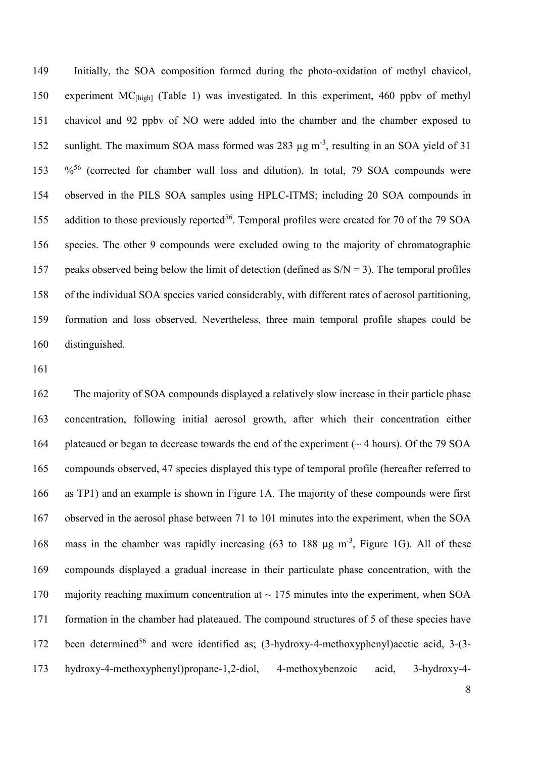Initially, the SOA composition formed during the photo-oxidation of methyl chavicol, experiment $MC_{[high]}$ (Table 1) was investigated. In this experiment, 460 ppbv of methyl chavicol and 92 ppbv of NO were added into the chamber and the chamber exposed to sunlight. The maximum SOA mass formed was 283 µg $m^{-3}$, resulting in an SOA yield of 31 %[56] (corrected for chamber wall loss and dilution). In total, 79 SOA compounds were observed in the PILS SOA samples using HPLC-ITMS; including 20 SOA compounds in addition to those previously reported[56]. Temporal profiles were created for 70 of the 79 SOA species. The other 9 compounds were excluded owing to the majority of chromatographic peaks observed being below the limit of detection (defined as S/N = 3). The temporal profiles of the individual SOA species varied considerably, with different rates of aerosol partitioning, formation and loss observed. Nevertheless, three main temporal profile shapes could be distinguished.

The majority of SOA compounds displayed a relatively slow increase in their particle phase concentration, following initial aerosol growth, after which their concentration either plateaued or began to decrease towards the end of the experiment (~ 4 hours). Of the 79 SOA compounds observed, 47 species displayed this type of temporal profile (hereafter referred to as TP1) and an example is shown in Figure 1A. The majority of these compounds were first observed in the aerosol phase between 71 to 101 minutes into the experiment, when the SOA mass in the chamber was rapidly increasing (63 to 188 µg $m^{-3}$, Figure 1G). All of these compounds displayed a gradual increase in their particulate phase concentration, with the majority reaching maximum concentration at ~ 175 minutes into the experiment, when SOA formation in the chamber had plateaued. The compound structures of 5 of these species have been determined[56] and were identified as; (3-hydroxy-4-methoxyphenyl)acetic acid, 3-(3-hydroxy-4-methoxyphenyl)propane-1,2-diol, 4-methoxybenzoic acid, 3-hydroxy-4-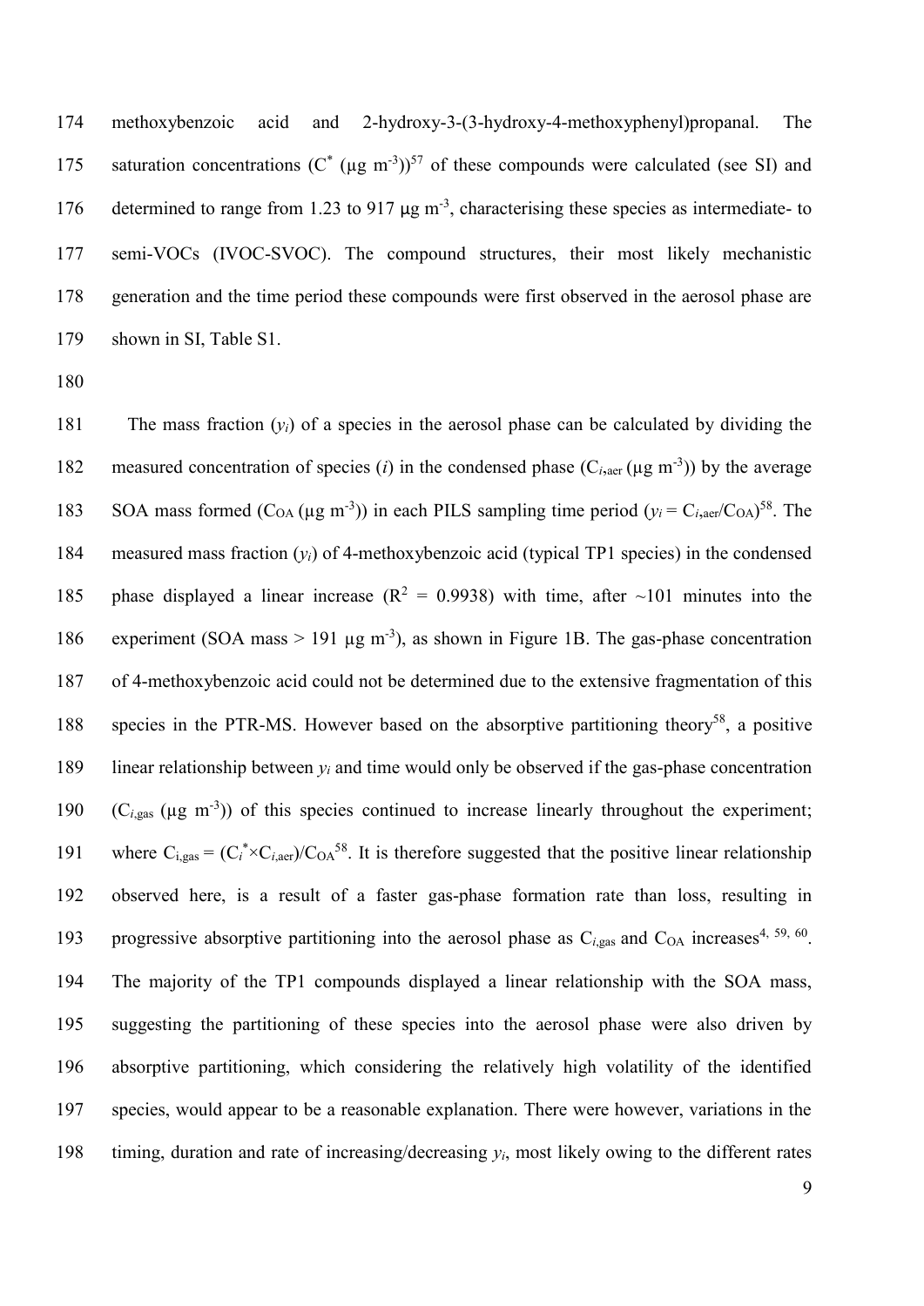methoxybenzoic acid and 2-hydroxy-3-(3-hydroxy-4-methoxyphenyl)propanal. The saturation concentrations ($C^*$ (μg m$^{-3}$))[57] of these compounds were calculated (see SI) and determined to range from 1.23 to 917 μg m$^{-3}$, characterising these species as intermediate- to semi-VOCs (IVOC-SVOC). The compound structures, their most likely mechanistic generation and the time period these compounds were first observed in the aerosol phase are shown in SI, Table S1.

The mass fraction ($y_i$) of a species in the aerosol phase can be calculated by dividing the measured concentration of species ($i$) in the condensed phase ($C_{i,\mathrm{aer}}$ (μg m$^{-3}$)) by the average SOA mass formed ($C_{OA}$ (μg m$^{-3}$)) in each PILS sampling time period ($y_i = C_{i,\mathrm{aer}}/C_{OA}$)[58]. The measured mass fraction ($y_i$) of 4-methoxybenzoic acid (typical TP1 species) in the condensed phase displayed a linear increase ($R^2 = 0.9938$) with time, after ~101 minutes into the experiment (SOA mass > 191 μg m$^{-3}$), as shown in Figure 1B. The gas-phase concentration of 4-methoxybenzoic acid could not be determined due to the extensive fragmentation of this species in the PTR-MS. However based on the absorptive partitioning theory[58], a positive linear relationship between $y_i$ and time would only be observed if the gas-phase concentration ($C_{i,\mathrm{gas}}$ (μg m$^{-3}$)) of this species continued to increase linearly throughout the experiment; where $C_{i,\mathrm{gas}} = (C_i^* \times C_{i,\mathrm{aer}})/C_{OA}$[58]. It is therefore suggested that the positive linear relationship observed here, is a result of a faster gas-phase formation rate than loss, resulting in progressive absorptive partitioning into the aerosol phase as $C_{i,\mathrm{gas}}$ and $C_{OA}$ increases[4, 59, 60]. The majority of the TP1 compounds displayed a linear relationship with the SOA mass, suggesting the partitioning of these species into the aerosol phase were also driven by absorptive partitioning, which considering the relatively high volatility of the identified species, would appear to be a reasonable explanation. There were however, variations in the timing, duration and rate of increasing/decreasing $y_i$, most likely owing to the different rates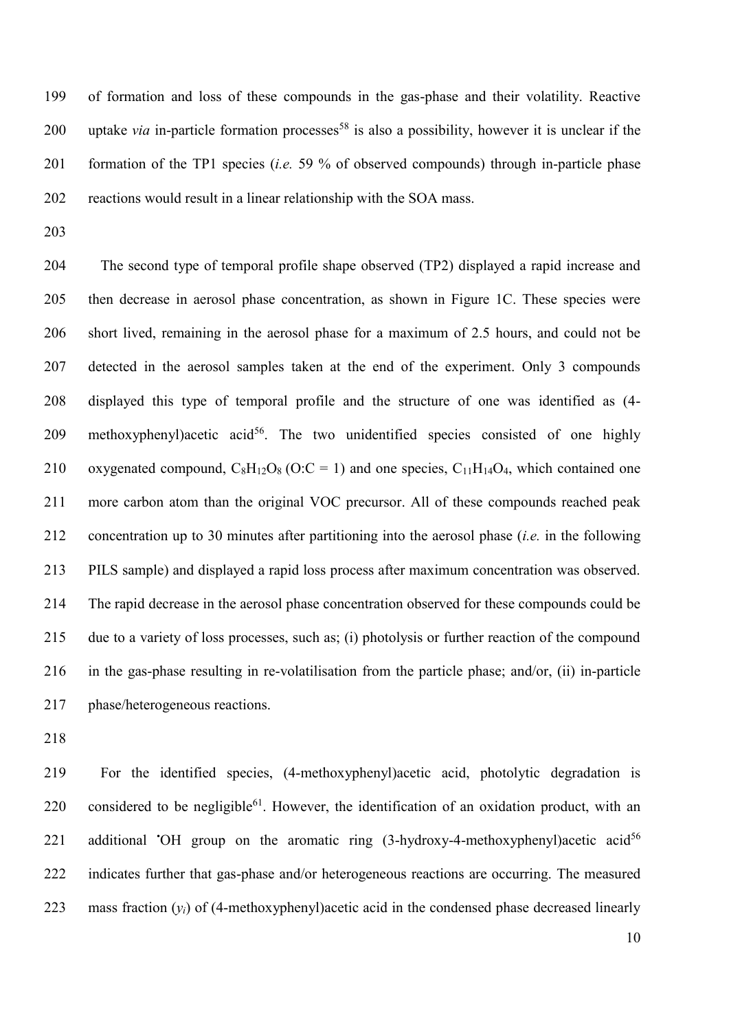of formation and loss of these compounds in the gas-phase and their volatility. Reactive uptake *via* in-particle formation processes[58] is also a possibility, however it is unclear if the formation of the TP1 species (*i.e.* 59 % of observed compounds) through in-particle phase reactions would result in a linear relationship with the SOA mass.

The second type of temporal profile shape observed (TP2) displayed a rapid increase and then decrease in aerosol phase concentration, as shown in Figure 1C. These species were short lived, remaining in the aerosol phase for a maximum of 2.5 hours, and could not be detected in the aerosol samples taken at the end of the experiment. Only 3 compounds displayed this type of temporal profile and the structure of one was identified as (4-methoxyphenyl)acetic acid[56]. The two unidentified species consisted of one highly oxygenated compound, $C_8H_{12}O_8$ (O:C = 1) and one species, $C_{11}H_{14}O_4$, which contained one more carbon atom than the original VOC precursor. All of these compounds reached peak concentration up to 30 minutes after partitioning into the aerosol phase (*i.e.* in the following PILS sample) and displayed a rapid loss process after maximum concentration was observed. The rapid decrease in the aerosol phase concentration observed for these compounds could be due to a variety of loss processes, such as; (i) photolysis or further reaction of the compound in the gas-phase resulting in re-volatilisation from the particle phase; and/or, (ii) in-particle phase/heterogeneous reactions.

For the identified species, (4-methoxyphenyl)acetic acid, photolytic degradation is considered to be negligible[61]. However, the identification of an oxidation product, with an additional $^{\bullet}$OH group on the aromatic ring (3-hydroxy-4-methoxyphenyl)acetic acid[56] indicates further that gas-phase and/or heterogeneous reactions are occurring. The measured mass fraction ($y_i$) of (4-methoxyphenyl)acetic acid in the condensed phase decreased linearly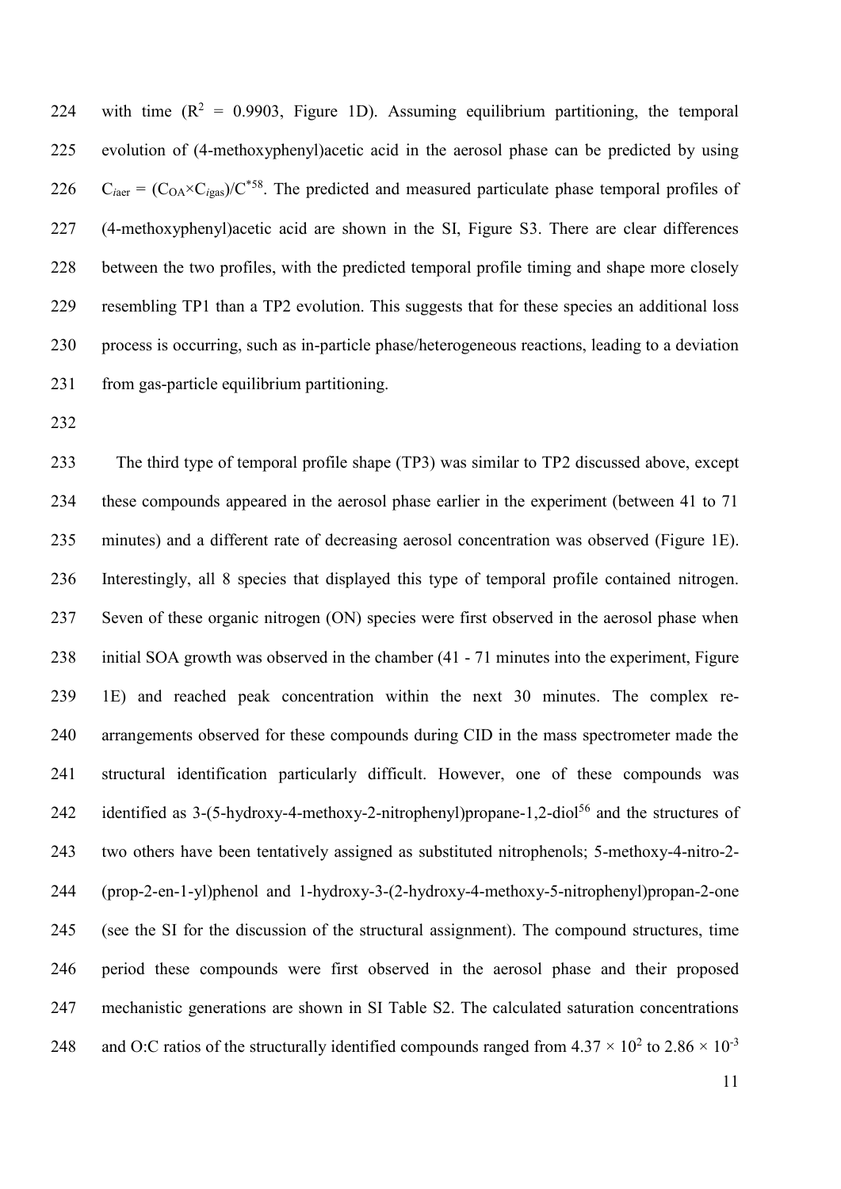with time ($R^2$ = 0.9903, Figure 1D). Assuming equilibrium partitioning, the temporal evolution of (4-methoxyphenyl)acetic acid in the aerosol phase can be predicted by using $C_{iaer} = (C_{OA} \times C_{igas})/C^{*}$[58]. The predicted and measured particulate phase temporal profiles of (4-methoxyphenyl)acetic acid are shown in the SI, Figure S3. There are clear differences between the two profiles, with the predicted temporal profile timing and shape more closely resembling TP1 than a TP2 evolution. This suggests that for these species an additional loss process is occurring, such as in-particle phase/heterogeneous reactions, leading to a deviation from gas-particle equilibrium partitioning.

The third type of temporal profile shape (TP3) was similar to TP2 discussed above, except these compounds appeared in the aerosol phase earlier in the experiment (between 41 to 71 minutes) and a different rate of decreasing aerosol concentration was observed (Figure 1E). Interestingly, all 8 species that displayed this type of temporal profile contained nitrogen. Seven of these organic nitrogen (ON) species were first observed in the aerosol phase when initial SOA growth was observed in the chamber (41 - 71 minutes into the experiment, Figure 1E) and reached peak concentration within the next 30 minutes. The complex re-arrangements observed for these compounds during CID in the mass spectrometer made the structural identification particularly difficult. However, one of these compounds was identified as 3-(5-hydroxy-4-methoxy-2-nitrophenyl)propane-1,2-diol[56] and the structures of two others have been tentatively assigned as substituted nitrophenols; 5-methoxy-4-nitro-2-(prop-2-en-1-yl)phenol and 1-hydroxy-3-(2-hydroxy-4-methoxy-5-nitrophenyl)propan-2-one (see the SI for the discussion of the structural assignment). The compound structures, time period these compounds were first observed in the aerosol phase and their proposed mechanistic generations are shown in SI Table S2. The calculated saturation concentrations and O:C ratios of the structurally identified compounds ranged from $4.37 \times 10^{2}$ to $2.86 \times 10^{-3}$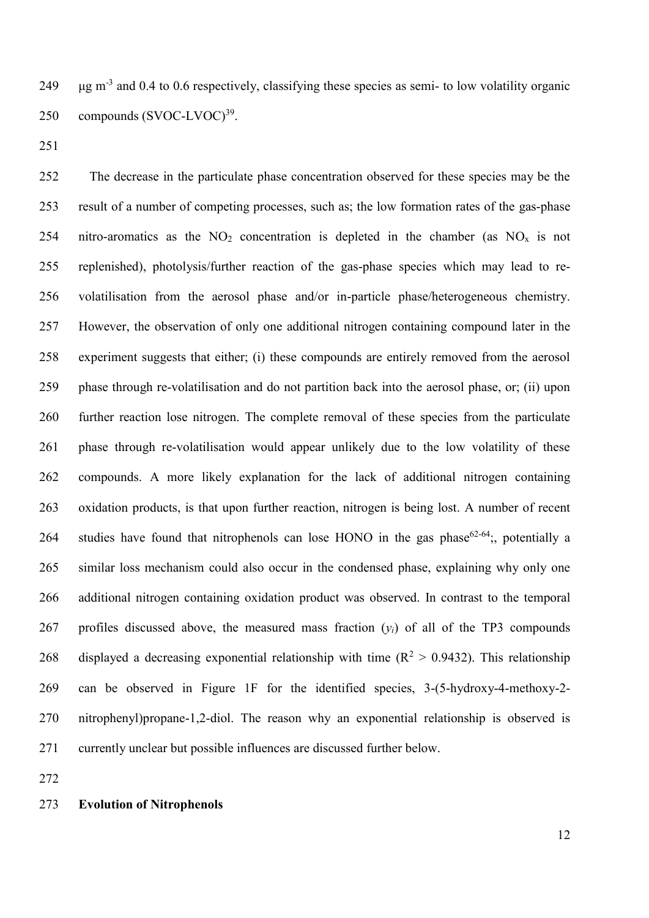μg m$^{-3}$ and 0.4 to 0.6 respectively, classifying these species as semi- to low volatility organic compounds (SVOC-LVOC)[39].

The decrease in the particulate phase concentration observed for these species may be the result of a number of competing processes, such as; the low formation rates of the gas-phase nitro-aromatics as the $NO_2$ concentration is depleted in the chamber (as $NO_x$ is not replenished), photolysis/further reaction of the gas-phase species which may lead to re-volatilisation from the aerosol phase and/or in-particle phase/heterogeneous chemistry. However, the observation of only one additional nitrogen containing compound later in the experiment suggests that either; (i) these compounds are entirely removed from the aerosol phase through re-volatilisation and do not partition back into the aerosol phase, or; (ii) upon further reaction lose nitrogen. The complete removal of these species from the particulate phase through re-volatilisation would appear unlikely due to the low volatility of these compounds. A more likely explanation for the lack of additional nitrogen containing oxidation products, is that upon further reaction, nitrogen is being lost. A number of recent studies have found that nitrophenols can lose HONO in the gas phase[62-64];, potentially a similar loss mechanism could also occur in the condensed phase, explaining why only one additional nitrogen containing oxidation product was observed. In contrast to the temporal profiles discussed above, the measured mass fraction ($y_i$) of all of the TP3 compounds displayed a decreasing exponential relationship with time ($R^2 > 0.9432$). This relationship can be observed in Figure 1F for the identified species, 3-(5-hydroxy-4-methoxy-2-nitrophenyl)propane-1,2-diol. The reason why an exponential relationship is observed is currently unclear but possible influences are discussed further below.

**Evolution of Nitrophenols**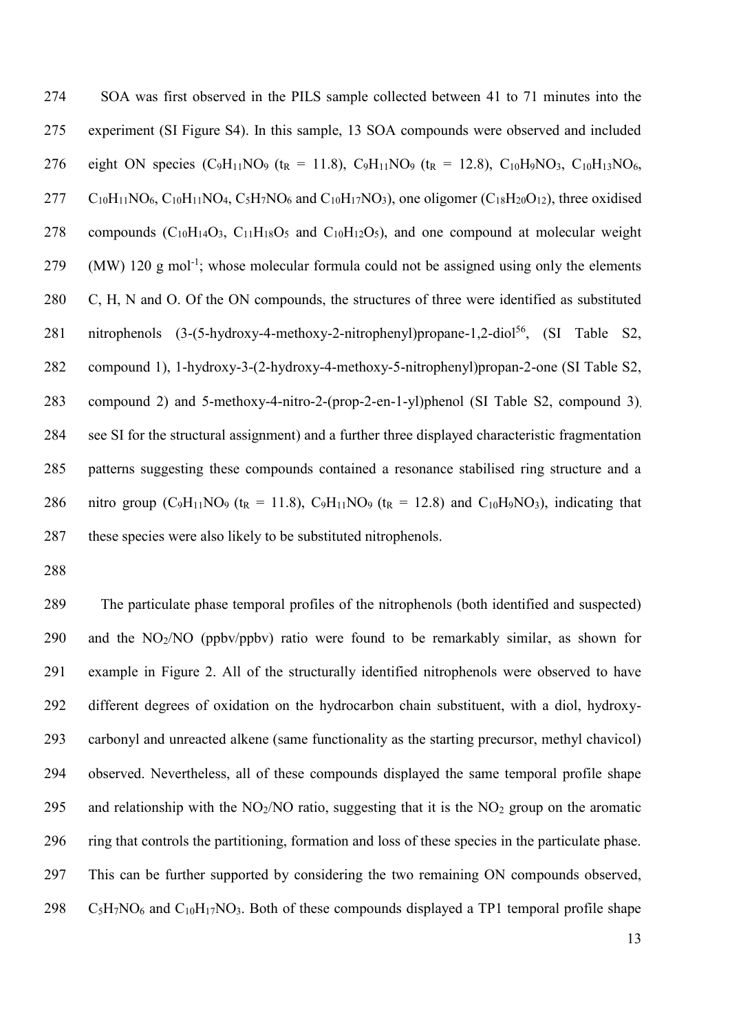SOA was first observed in the PILS sample collected between 41 to 71 minutes into the experiment (SI Figure S4). In this sample, 13 SOA compounds were observed and included eight ON species ($C_9H_{11}NO_9$ ($t_R$ = 11.8), $C_9H_{11}NO_9$ ($t_R$ = 12.8), $C_{10}H_9NO_3$, $C_{10}H_{13}NO_6$, $C_{10}H_{11}NO_6$, $C_{10}H_{11}NO_4$, $C_5H_7NO_6$ and $C_{10}H_{17}NO_3$), one oligomer ($C_{18}H_{20}O_{12}$), three oxidised compounds ($C_{10}H_{14}O_3$, $C_{11}H_{18}O_5$ and $C_{10}H_{12}O_5$), and one compound at molecular weight (MW) 120 g $mol^{-1}$; whose molecular formula could not be assigned using only the elements C, H, N and O. Of the ON compounds, the structures of three were identified as substituted nitrophenols (3-(5-hydroxy-4-methoxy-2-nitrophenyl)propane-1,2-diol[56], (SI Table S2, compound 1), 1-hydroxy-3-(2-hydroxy-4-methoxy-5-nitrophenyl)propan-2-one (SI Table S2, compound 2) and 5-methoxy-4-nitro-2-(prop-2-en-1-yl)phenol (SI Table S2, compound 3), see SI for the structural assignment) and a further three displayed characteristic fragmentation patterns suggesting these compounds contained a resonance stabilised ring structure and a nitro group ($C_9H_{11}NO_9$ ($t_R$ = 11.8), $C_9H_{11}NO_9$ ($t_R$ = 12.8) and $C_{10}H_9NO_3$), indicating that these species were also likely to be substituted nitrophenols.

The particulate phase temporal profiles of the nitrophenols (both identified and suspected) and the $NO_2$/NO (ppbv/ppbv) ratio were found to be remarkably similar, as shown for example in Figure 2. All of the structurally identified nitrophenols were observed to have different degrees of oxidation on the hydrocarbon chain substituent, with a diol, hydroxy-carbonyl and unreacted alkene (same functionality as the starting precursor, methyl chavicol) observed. Nevertheless, all of these compounds displayed the same temporal profile shape and relationship with the $NO_2$/NO ratio, suggesting that it is the $NO_2$ group on the aromatic ring that controls the partitioning, formation and loss of these species in the particulate phase. This can be further supported by considering the two remaining ON compounds observed, $C_5H_7NO_6$ and $C_{10}H_{17}NO_3$. Both of these compounds displayed a TP1 temporal profile shape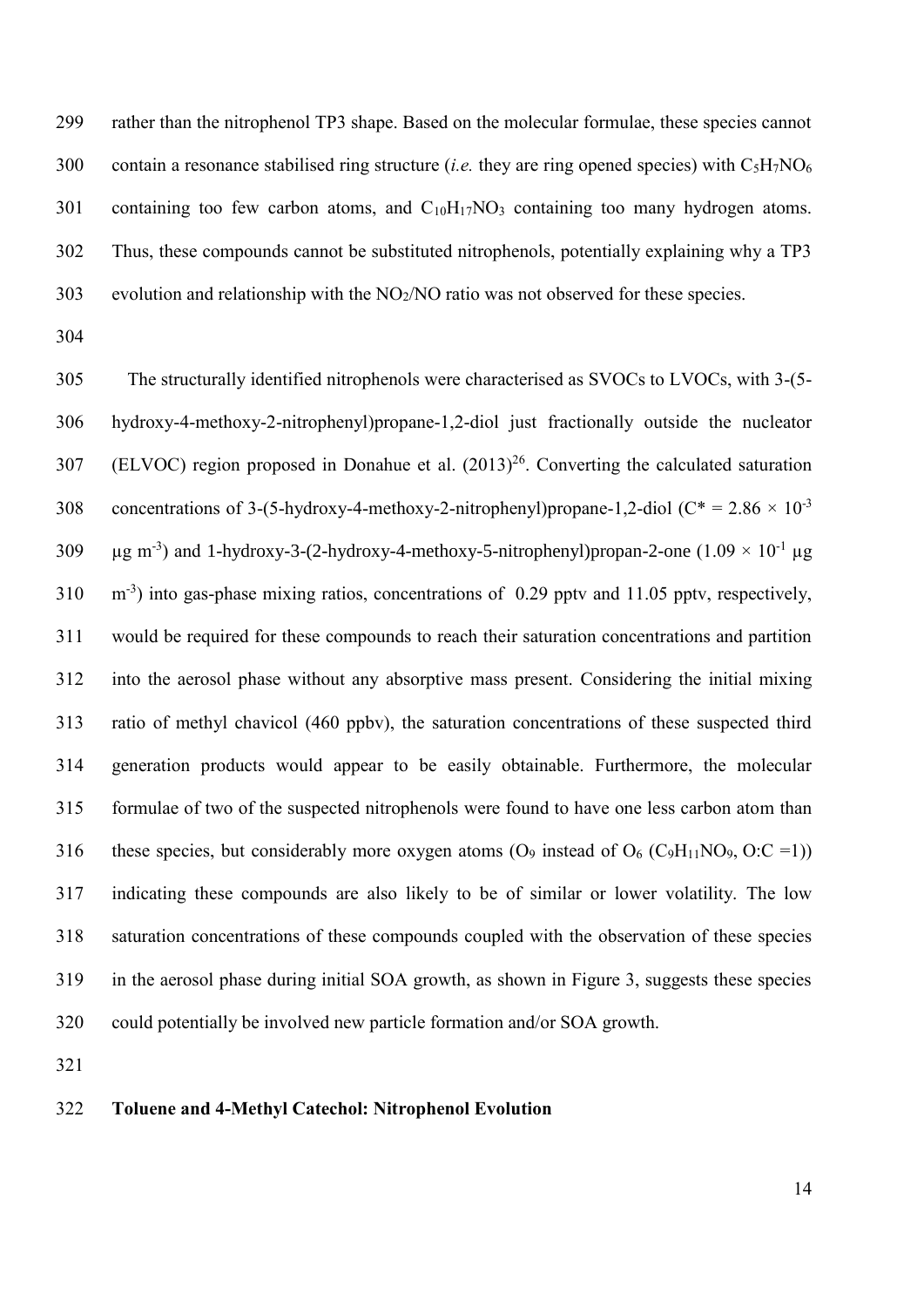rather than the nitrophenol TP3 shape. Based on the molecular formulae, these species cannot contain a resonance stabilised ring structure (*i.e.* they are ring opened species) with $C_5H_7NO_6$ containing too few carbon atoms, and $C_{10}H_{17}NO_3$ containing too many hydrogen atoms. Thus, these compounds cannot be substituted nitrophenols, potentially explaining why a TP3 evolution and relationship with the $NO_2$/NO ratio was not observed for these species.

The structurally identified nitrophenols were characterised as SVOCs to LVOCs, with 3-(5-hydroxy-4-methoxy-2-nitrophenyl)propane-1,2-diol just fractionally outside the nucleator (ELVOC) region proposed in Donahue et al. (2013)[26]. Converting the calculated saturation concentrations of 3-(5-hydroxy-4-methoxy-2-nitrophenyl)propane-1,2-diol ($C^* = 2.86 \times 10^{-3}$ μg $m^{-3}$) and 1-hydroxy-3-(2-hydroxy-4-methoxy-5-nitrophenyl)propan-2-one ($1.09 \times 10^{-1}$ μg $m^{-3}$) into gas-phase mixing ratios, concentrations of 0.29 pptv and 11.05 pptv, respectively, would be required for these compounds to reach their saturation concentrations and partition into the aerosol phase without any absorptive mass present. Considering the initial mixing ratio of methyl chavicol (460 ppbv), the saturation concentrations of these suspected third generation products would appear to be easily obtainable. Furthermore, the molecular formulae of two of the suspected nitrophenols were found to have one less carbon atom than these species, but considerably more oxygen atoms ($O_9$ instead of $O_6$ ($C_9H_{11}NO_9$, O:C =1)) indicating these compounds are also likely to be of similar or lower volatility. The low saturation concentrations of these compounds coupled with the observation of these species in the aerosol phase during initial SOA growth, as shown in Figure 3, suggests these species could potentially be involved new particle formation and/or SOA growth.

**Toluene and 4-Methyl Catechol: Nitrophenol Evolution**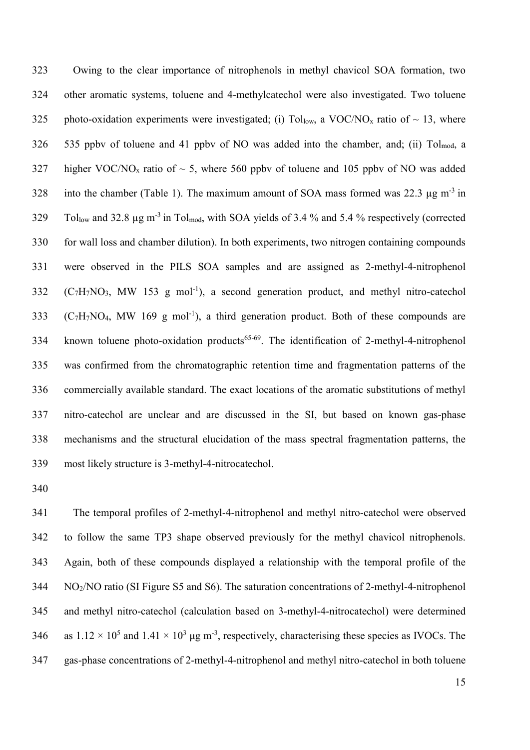Owing to the clear importance of nitrophenols in methyl chavicol SOA formation, two other aromatic systems, toluene and 4-methylcatechol were also investigated. Two toluene photo-oxidation experiments were investigated; (i) $Tol_{low}$, a $VOC/NO_x$ ratio of ~ 13, where 535 ppbv of toluene and 41 ppbv of NO was added into the chamber, and; (ii) $Tol_{mod}$, a higher $VOC/NO_x$ ratio of ~ 5, where 560 ppbv of toluene and 105 ppbv of NO was added into the chamber (Table 1). The maximum amount of SOA mass formed was 22.3 μg $m^{-3}$ in $Tol_{low}$ and 32.8 μg $m^{-3}$ in $Tol_{mod}$, with SOA yields of 3.4 % and 5.4 % respectively (corrected for wall loss and chamber dilution). In both experiments, two nitrogen containing compounds were observed in the PILS SOA samples and are assigned as 2-methyl-4-nitrophenol ($C_7H_7NO_3$, MW 153 g $mol^{-1}$), a second generation product, and methyl nitro-catechol ($C_7H_7NO_4$, MW 169 g $mol^{-1}$), a third generation product. Both of these compounds are known toluene photo-oxidation products[65-69]. The identification of 2-methyl-4-nitrophenol was confirmed from the chromatographic retention time and fragmentation patterns of the commercially available standard. The exact locations of the aromatic substitutions of methyl nitro-catechol are unclear and are discussed in the SI, but based on known gas-phase mechanisms and the structural elucidation of the mass spectral fragmentation patterns, the most likely structure is 3-methyl-4-nitrocatechol.

The temporal profiles of 2-methyl-4-nitrophenol and methyl nitro-catechol were observed to follow the same TP3 shape observed previously for the methyl chavicol nitrophenols. Again, both of these compounds displayed a relationship with the temporal profile of the $NO_2/NO$ ratio (SI Figure S5 and S6). The saturation concentrations of 2-methyl-4-nitrophenol and methyl nitro-catechol (calculation based on 3-methyl-4-nitrocatechol) were determined as $1.12 \times 10^5$ and $1.41 \times 10^3$ μg $m^{-3}$, respectively, characterising these species as IVOCs. The gas-phase concentrations of 2-methyl-4-nitrophenol and methyl nitro-catechol in both toluene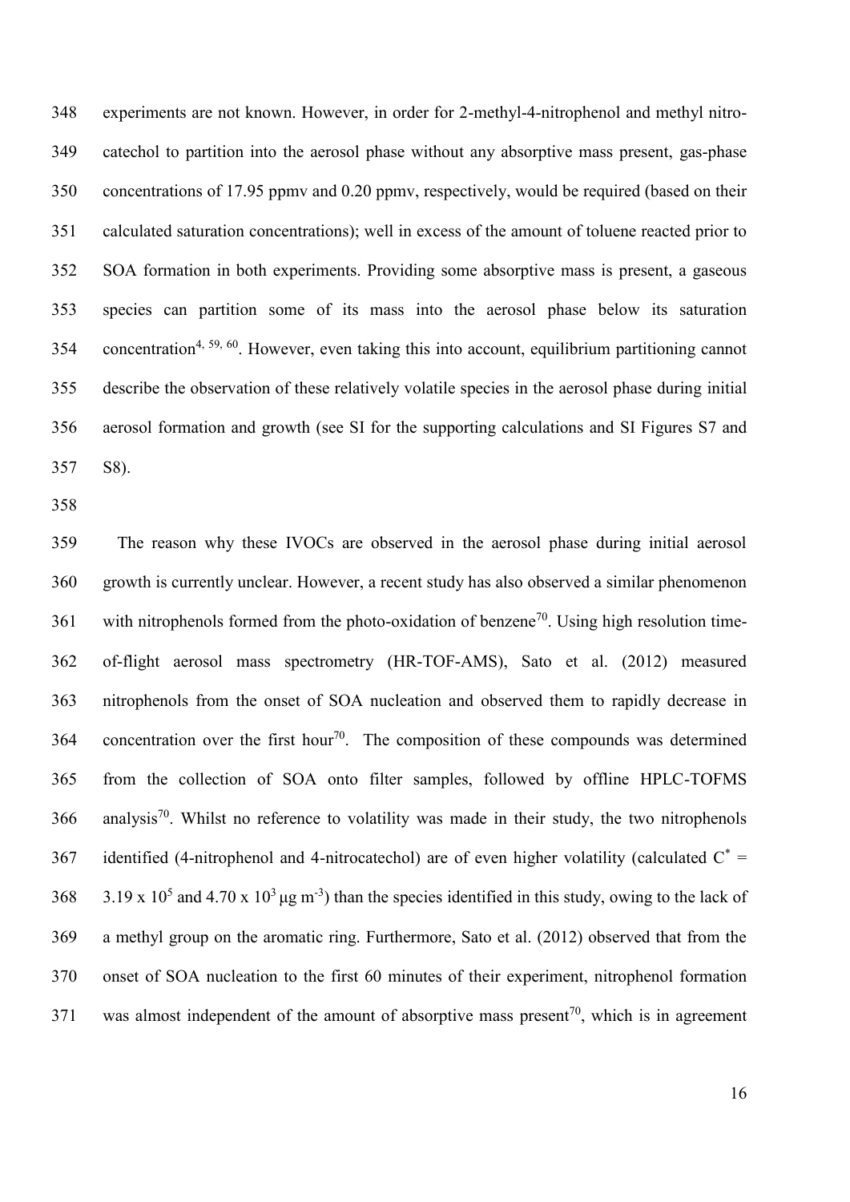experiments are not known. However, in order for 2-methyl-4-nitrophenol and methyl nitro-catechol to partition into the aerosol phase without any absorptive mass present, gas-phase concentrations of 17.95 ppmv and 0.20 ppmv, respectively, would be required (based on their calculated saturation concentrations); well in excess of the amount of toluene reacted prior to SOA formation in both experiments. Providing some absorptive mass is present, a gaseous species can partition some of its mass into the aerosol phase below its saturation concentration[4, 59, 60]. However, even taking this into account, equilibrium partitioning cannot describe the observation of these relatively volatile species in the aerosol phase during initial aerosol formation and growth (see SI for the supporting calculations and SI Figures S7 and S8).

The reason why these IVOCs are observed in the aerosol phase during initial aerosol growth is currently unclear. However, a recent study has also observed a similar phenomenon with nitrophenols formed from the photo-oxidation of benzene[70]. Using high resolution time-of-flight aerosol mass spectrometry (HR-TOF-AMS), Sato et al. (2012) measured nitrophenols from the onset of SOA nucleation and observed them to rapidly decrease in concentration over the first hour[70]. The composition of these compounds was determined from the collection of SOA onto filter samples, followed by offline HPLC-TOFMS analysis[70]. Whilst no reference to volatility was made in their study, the two nitrophenols identified (4-nitrophenol and 4-nitrocatechol) are of even higher volatility (calculated $C^* = 3.19 \times 10^5$ and $4.70 \times 10^3$ $\mu g\ m^{-3}$) than the species identified in this study, owing to the lack of a methyl group on the aromatic ring. Furthermore, Sato et al. (2012) observed that from the onset of SOA nucleation to the first 60 minutes of their experiment, nitrophenol formation was almost independent of the amount of absorptive mass present[70], which is in agreement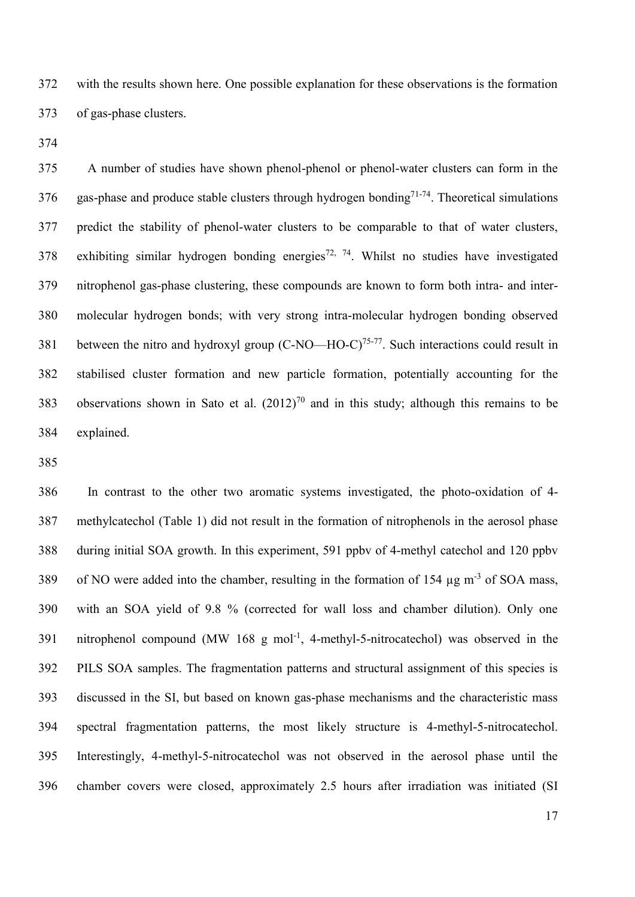with the results shown here. One possible explanation for these observations is the formation of gas-phase clusters.

A number of studies have shown phenol-phenol or phenol-water clusters can form in the gas-phase and produce stable clusters through hydrogen bonding[71-74]. Theoretical simulations predict the stability of phenol-water clusters to be comparable to that of water clusters, exhibiting similar hydrogen bonding energies[72, 74]. Whilst no studies have investigated nitrophenol gas-phase clustering, these compounds are known to form both intra- and inter-molecular hydrogen bonds; with very strong intra-molecular hydrogen bonding observed between the nitro and hydroxyl group (C-NO—HO-C)[75-77]. Such interactions could result in stabilised cluster formation and new particle formation, potentially accounting for the observations shown in Sato et al. (2012)[70] and in this study; although this remains to be explained.

In contrast to the other two aromatic systems investigated, the photo-oxidation of 4-methylcatechol (Table 1) did not result in the formation of nitrophenols in the aerosol phase during initial SOA growth. In this experiment, 591 ppbv of 4-methyl catechol and 120 ppbv of NO were added into the chamber, resulting in the formation of 154 µg m$^{-3}$ of SOA mass, with an SOA yield of 9.8 % (corrected for wall loss and chamber dilution). Only one nitrophenol compound (MW 168 g mol$^{-1}$, 4-methyl-5-nitrocatechol) was observed in the PILS SOA samples. The fragmentation patterns and structural assignment of this species is discussed in the SI, but based on known gas-phase mechanisms and the characteristic mass spectral fragmentation patterns, the most likely structure is 4-methyl-5-nitrocatechol. Interestingly, 4-methyl-5-nitrocatechol was not observed in the aerosol phase until the chamber covers were closed, approximately 2.5 hours after irradiation was initiated (SI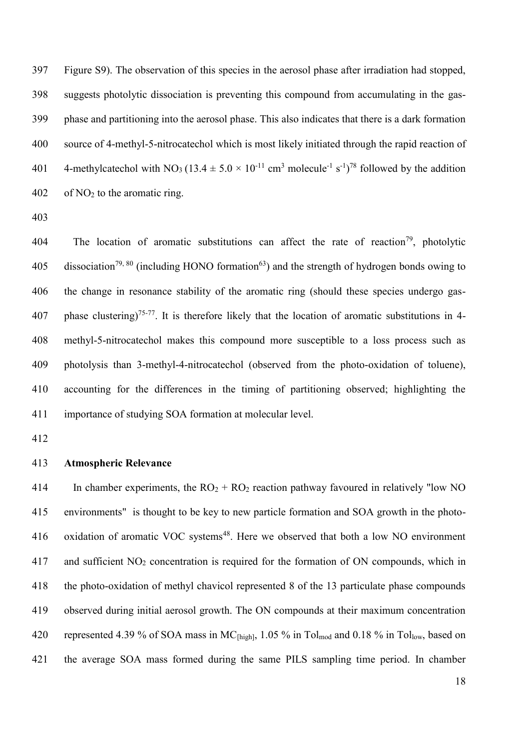Figure S9). The observation of this species in the aerosol phase after irradiation had stopped, suggests photolytic dissociation is preventing this compound from accumulating in the gas-phase and partitioning into the aerosol phase. This also indicates that there is a dark formation source of 4-methyl-5-nitrocatechol which is most likely initiated through the rapid reaction of 4-methylcatechol with $NO_3$ ($13.4 \pm 5.0 \times 10^{-11}$ $cm^3$ $molecule^{-1}$ $s^{-1}$)[78] followed by the addition of $NO_2$ to the aromatic ring.

The location of aromatic substitutions can affect the rate of reaction[79], photolytic dissociation[79, 80] (including HONO formation[63]) and the strength of hydrogen bonds owing to the change in resonance stability of the aromatic ring (should these species undergo gas-phase clustering)[75-77]. It is therefore likely that the location of aromatic substitutions in 4-methyl-5-nitrocatechol makes this compound more susceptible to a loss process such as photolysis than 3-methyl-4-nitrocatechol (observed from the photo-oxidation of toluene), accounting for the differences in the timing of partitioning observed; highlighting the importance of studying SOA formation at molecular level.

## Atmospheric Relevance

In chamber experiments, the $RO_2 + RO_2$ reaction pathway favoured in relatively "low NO environments" is thought to be key to new particle formation and SOA growth in the photo-oxidation of aromatic VOC systems[48]. Here we observed that both a low NO environment and sufficient $NO_2$ concentration is required for the formation of ON compounds, which in the photo-oxidation of methyl chavicol represented 8 of the 13 particulate phase compounds observed during initial aerosol growth. The ON compounds at their maximum concentration represented 4.39 % of SOA mass in $MC_{[high]}$, 1.05 % in $Tol_{mod}$ and 0.18 % in $Tol_{low}$, based on the average SOA mass formed during the same PILS sampling time period. In chamber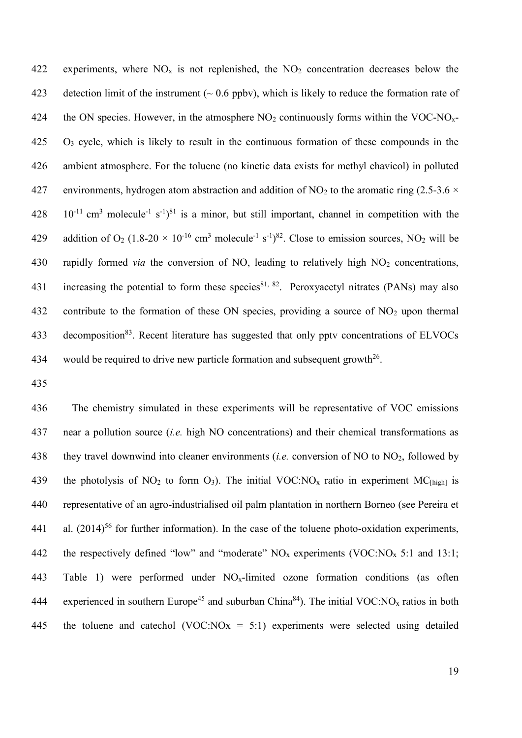experiments, where $NO_x$ is not replenished, the $NO_2$ concentration decreases below the detection limit of the instrument (~ 0.6 ppbv), which is likely to reduce the formation rate of the ON species. However, in the atmosphere $NO_2$ continuously forms within the VOC-$NO_x$-$O_3$ cycle, which is likely to result in the continuous formation of these compounds in the ambient atmosphere. For the toluene (no kinetic data exists for methyl chavicol) in polluted environments, hydrogen atom abstraction and addition of $NO_2$ to the aromatic ring ($2.5\text{-}3.6 \times 10^{-11}$ cm$^3$ molecule$^{-1}$ s$^{-1}$)[81] is a minor, but still important, channel in competition with the addition of $O_2$ ($1.8\text{-}20 \times 10^{-16}$ cm$^3$ molecule$^{-1}$ s$^{-1}$)[82]. Close to emission sources, $NO_2$ will be rapidly formed *via* the conversion of NO, leading to relatively high $NO_2$ concentrations, increasing the potential to form these species[81, 82]. Peroxyacetyl nitrates (PANs) may also contribute to the formation of these ON species, providing a source of $NO_2$ upon thermal decomposition[83]. Recent literature has suggested that only pptv concentrations of ELVOCs would be required to drive new particle formation and subsequent growth[26].

The chemistry simulated in these experiments will be representative of VOC emissions near a pollution source (*i.e.* high NO concentrations) and their chemical transformations as they travel downwind into cleaner environments (*i.e.* conversion of NO to $NO_2$, followed by the photolysis of $NO_2$ to form $O_3$). The initial VOC:$NO_x$ ratio in experiment $MC_{[high]}$ is representative of an agro-industrialised oil palm plantation in northern Borneo (see Pereira et al. (2014)[56] for further information). In the case of the toluene photo-oxidation experiments, the respectively defined "low" and "moderate" $NO_x$ experiments (VOC:$NO_x$ 5:1 and 13:1; Table 1) were performed under $NO_x$-limited ozone formation conditions (as often experienced in southern Europe[45] and suburban China[84]). The initial VOC:$NO_x$ ratios in both the toluene and catechol (VOC:NOx = 5:1) experiments were selected using detailed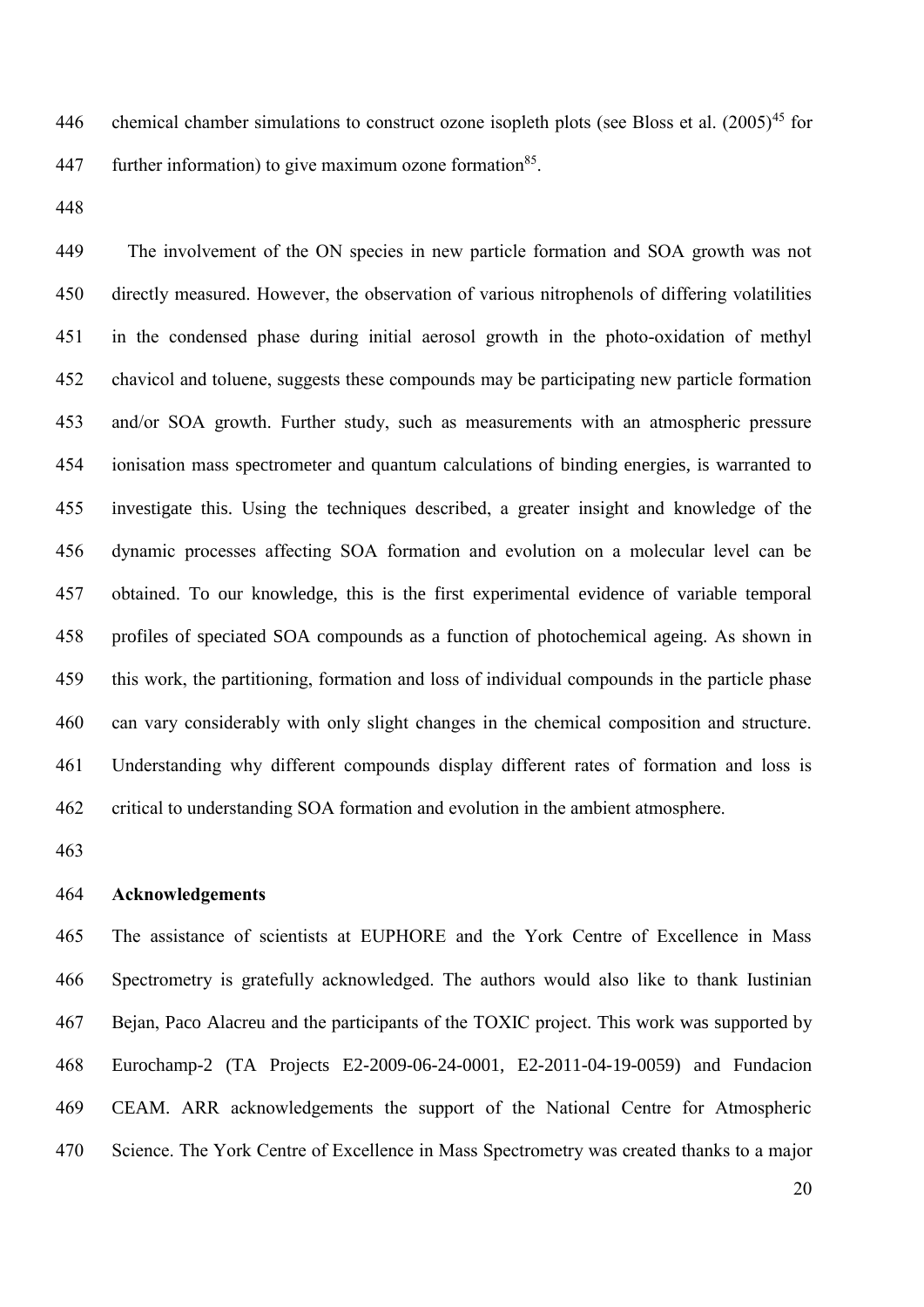chemical chamber simulations to construct ozone isopleth plots (see Bloss et al. (2005)[45] for further information) to give maximum ozone formation[85].

The involvement of the ON species in new particle formation and SOA growth was not directly measured. However, the observation of various nitrophenols of differing volatilities in the condensed phase during initial aerosol growth in the photo-oxidation of methyl chavicol and toluene, suggests these compounds may be participating new particle formation and/or SOA growth. Further study, such as measurements with an atmospheric pressure ionisation mass spectrometer and quantum calculations of binding energies, is warranted to investigate this. Using the techniques described, a greater insight and knowledge of the dynamic processes affecting SOA formation and evolution on a molecular level can be obtained. To our knowledge, this is the first experimental evidence of variable temporal profiles of speciated SOA compounds as a function of photochemical ageing. As shown in this work, the partitioning, formation and loss of individual compounds in the particle phase can vary considerably with only slight changes in the chemical composition and structure. Understanding why different compounds display different rates of formation and loss is critical to understanding SOA formation and evolution in the ambient atmosphere.

**Acknowledgements**

The assistance of scientists at EUPHORE and the York Centre of Excellence in Mass Spectrometry is gratefully acknowledged. The authors would also like to thank Iustinian Bejan, Paco Alacreu and the participants of the TOXIC project. This work was supported by Eurochamp-2 (TA Projects E2-2009-06-24-0001, E2-2011-04-19-0059) and Fundacion CEAM. ARR acknowledgements the support of the National Centre for Atmospheric Science. The York Centre of Excellence in Mass Spectrometry was created thanks to a major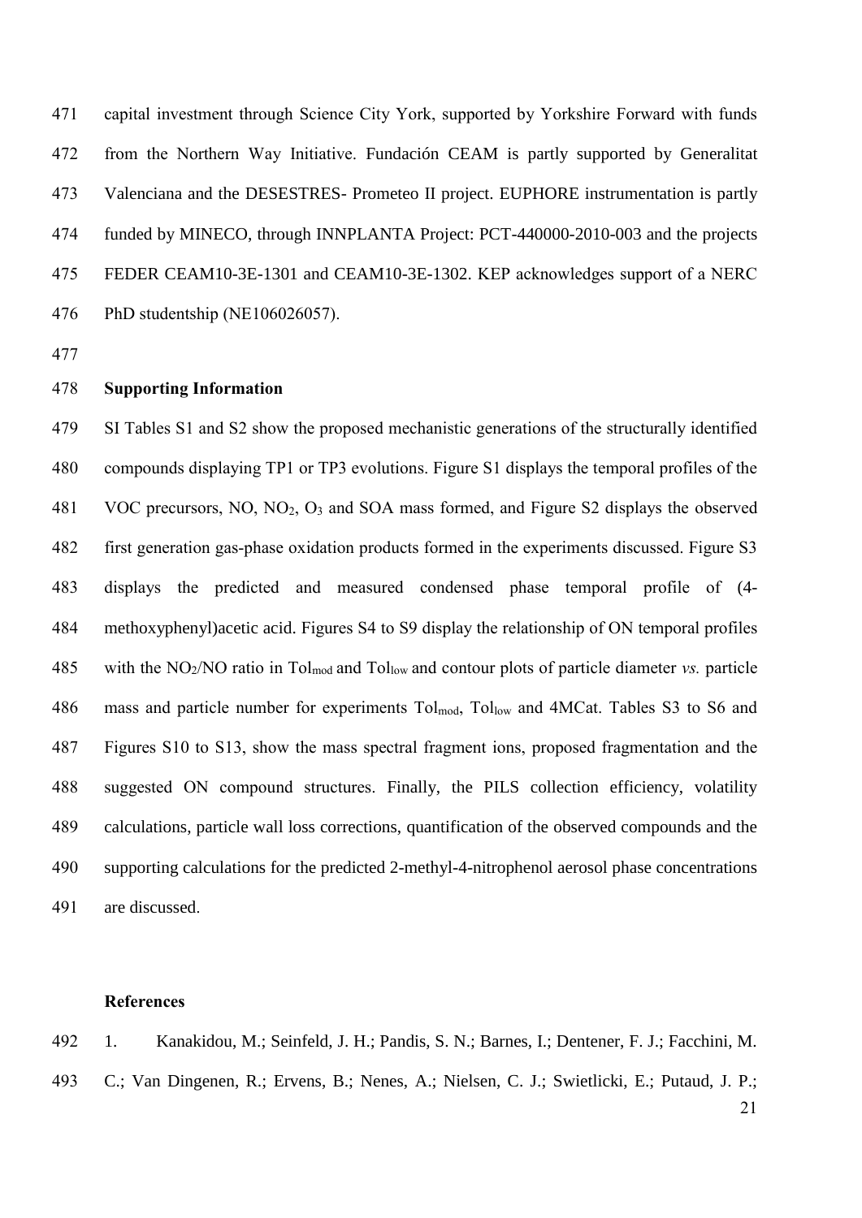capital investment through Science City York, supported by Yorkshire Forward with funds from the Northern Way Initiative. Fundación CEAM is partly supported by Generalitat Valenciana and the DESESTRES- Prometeo II project. EUPHORE instrumentation is partly funded by MINECO, through INNPLANTA Project: PCT-440000-2010-003 and the projects FEDER CEAM10-3E-1301 and CEAM10-3E-1302. KEP acknowledges support of a NERC PhD studentship (NE106026057).

## Supporting Information

SI Tables S1 and S2 show the proposed mechanistic generations of the structurally identified compounds displaying TP1 or TP3 evolutions. Figure S1 displays the temporal profiles of the VOC precursors, NO, $NO_2$, $O_3$ and SOA mass formed, and Figure S2 displays the observed first generation gas-phase oxidation products formed in the experiments discussed. Figure S3 displays the predicted and measured condensed phase temporal profile of (4-methoxyphenyl)acetic acid. Figures S4 to S9 display the relationship of ON temporal profiles with the $NO_2$/NO ratio in $Tol_{mod}$ and $Tol_{low}$ and contour plots of particle diameter *vs.* particle mass and particle number for experiments $Tol_{mod}$, $Tol_{low}$ and 4MCat. Tables S3 to S6 and Figures S10 to S13, show the mass spectral fragment ions, proposed fragmentation and the suggested ON compound structures. Finally, the PILS collection efficiency, volatility calculations, particle wall loss corrections, quantification of the observed compounds and the supporting calculations for the predicted 2-methyl-4-nitrophenol aerosol phase concentrations are discussed.

## References

1. Kanakidou, M.; Seinfeld, J. H.; Pandis, S. N.; Barnes, I.; Dentener, F. J.; Facchini, M. C.; Van Dingenen, R.; Ervens, B.; Nenes, A.; Nielsen, C. J.; Swietlicki, E.; Putaud, J. P.;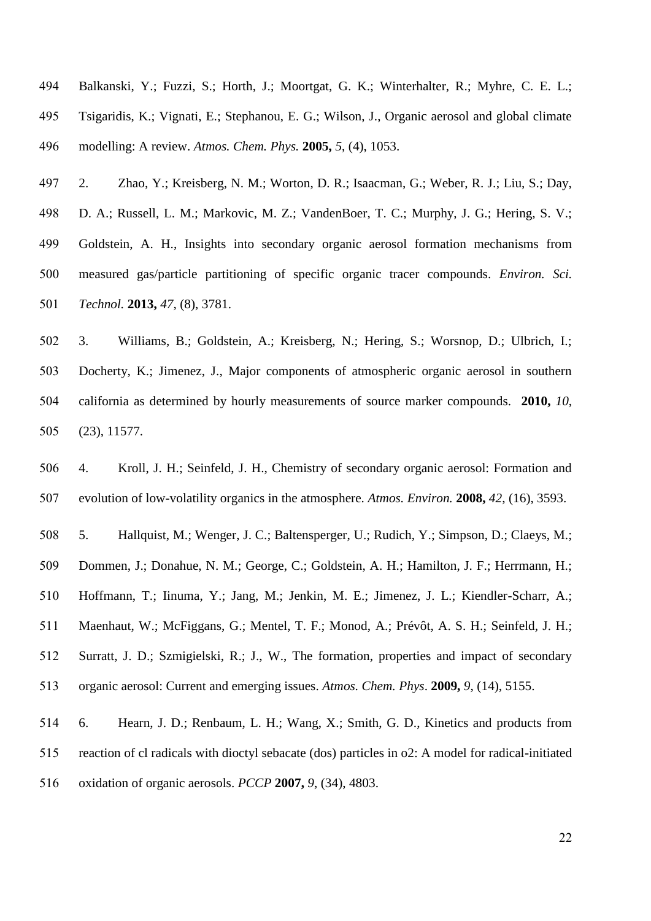494 Balkanski, Y.; Fuzzi, S.; Horth, J.; Moortgat, G. K.; Winterhalter, R.; Myhre, C. E. L.;
495 Tsigaridis, K.; Vignati, E.; Stephanou, E. G.; Wilson, J., Organic aerosol and global climate
496 modelling: A review. *Atmos. Chem. Phys.* **2005,** *5*, (4), 1053.

497 2. Zhao, Y.; Kreisberg, N. M.; Worton, D. R.; Isaacman, G.; Weber, R. J.; Liu, S.; Day,
498 D. A.; Russell, L. M.; Markovic, M. Z.; VandenBoer, T. C.; Murphy, J. G.; Hering, S. V.;
499 Goldstein, A. H., Insights into secondary organic aerosol formation mechanisms from
500 measured gas/particle partitioning of specific organic tracer compounds. *Environ. Sci.*
501 *Technol.* **2013,** *47*, (8), 3781.

502 3. Williams, B.; Goldstein, A.; Kreisberg, N.; Hering, S.; Worsnop, D.; Ulbrich, I.;
503 Docherty, K.; Jimenez, J., Major components of atmospheric organic aerosol in southern
504 california as determined by hourly measurements of source marker compounds. **2010,** *10*,
505 (23), 11577.

506 4. Kroll, J. H.; Seinfeld, J. H., Chemistry of secondary organic aerosol: Formation and
507 evolution of low-volatility organics in the atmosphere. *Atmos. Environ.* **2008,** *42*, (16), 3593.

508 5. Hallquist, M.; Wenger, J. C.; Baltensperger, U.; Rudich, Y.; Simpson, D.; Claeys, M.;
509 Dommen, J.; Donahue, N. M.; George, C.; Goldstein, A. H.; Hamilton, J. F.; Herrmann, H.;
510 Hoffmann, T.; Iinuma, Y.; Jang, M.; Jenkin, M. E.; Jimenez, J. L.; Kiendler-Scharr, A.;
511 Maenhaut, W.; McFiggans, G.; Mentel, T. F.; Monod, A.; Prévôt, A. S. H.; Seinfeld, J. H.;
512 Surratt, J. D.; Szmigielski, R.; J., W., The formation, properties and impact of secondary
513 organic aerosol: Current and emerging issues. *Atmos. Chem. Phys*. **2009,** *9*, (14), 5155.

514 6. Hearn, J. D.; Renbaum, L. H.; Wang, X.; Smith, G. D., Kinetics and products from
515 reaction of cl radicals with dioctyl sebacate (dos) particles in o2: A model for radical-initiated
516 oxidation of organic aerosols. *PCCP* **2007,** *9*, (34), 4803.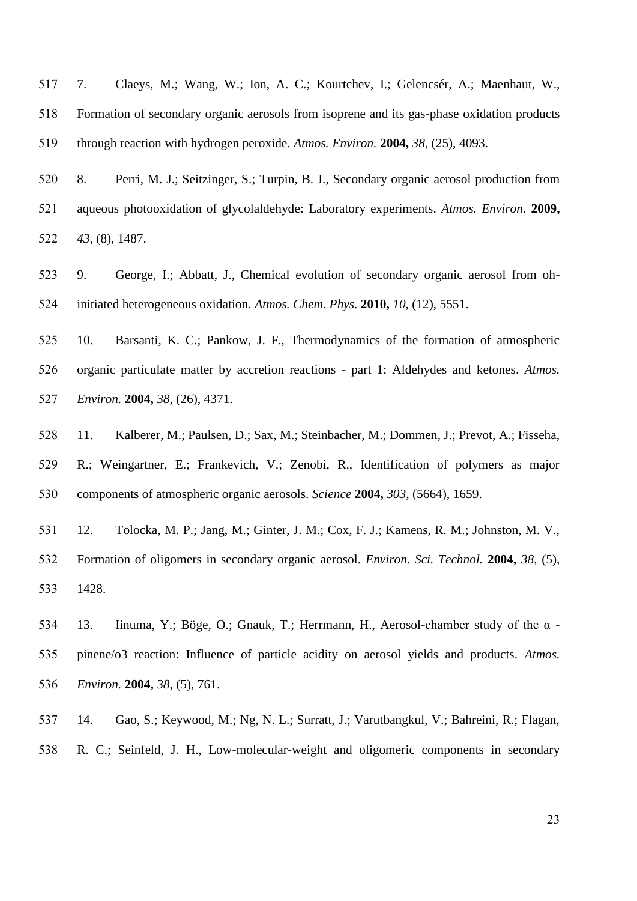7. Claeys, M.; Wang, W.; Ion, A. C.; Kourtchev, I.; Gelencsér, A.; Maenhaut, W., Formation of secondary organic aerosols from isoprene and its gas-phase oxidation products through reaction with hydrogen peroxide. *Atmos. Environ.* **2004,** *38*, (25), 4093.

8. Perri, M. J.; Seitzinger, S.; Turpin, B. J., Secondary organic aerosol production from aqueous photooxidation of glycolaldehyde: Laboratory experiments. *Atmos. Environ.* **2009,** *43*, (8), 1487.

9. George, I.; Abbatt, J., Chemical evolution of secondary organic aerosol from oh-initiated heterogeneous oxidation. *Atmos. Chem. Phys*. **2010,** *10*, (12), 5551.

10. Barsanti, K. C.; Pankow, J. F., Thermodynamics of the formation of atmospheric organic particulate matter by accretion reactions - part 1: Aldehydes and ketones. *Atmos. Environ.* **2004,** *38*, (26), 4371.

11. Kalberer, M.; Paulsen, D.; Sax, M.; Steinbacher, M.; Dommen, J.; Prevot, A.; Fisseha, R.; Weingartner, E.; Frankevich, V.; Zenobi, R., Identification of polymers as major components of atmospheric organic aerosols. *Science* **2004,** *303*, (5664), 1659.

12. Tolocka, M. P.; Jang, M.; Ginter, J. M.; Cox, F. J.; Kamens, R. M.; Johnston, M. V., Formation of oligomers in secondary organic aerosol. *Environ. Sci. Technol.* **2004,** *38*, (5), 1428.

13. Iinuma, Y.; Böge, O.; Gnauk, T.; Herrmann, H., Aerosol-chamber study of the α - pinene/o3 reaction: Influence of particle acidity on aerosol yields and products. *Atmos. Environ.* **2004,** *38*, (5), 761.

14. Gao, S.; Keywood, M.; Ng, N. L.; Surratt, J.; Varutbangkul, V.; Bahreini, R.; Flagan, R. C.; Seinfeld, J. H., Low-molecular-weight and oligomeric components in secondary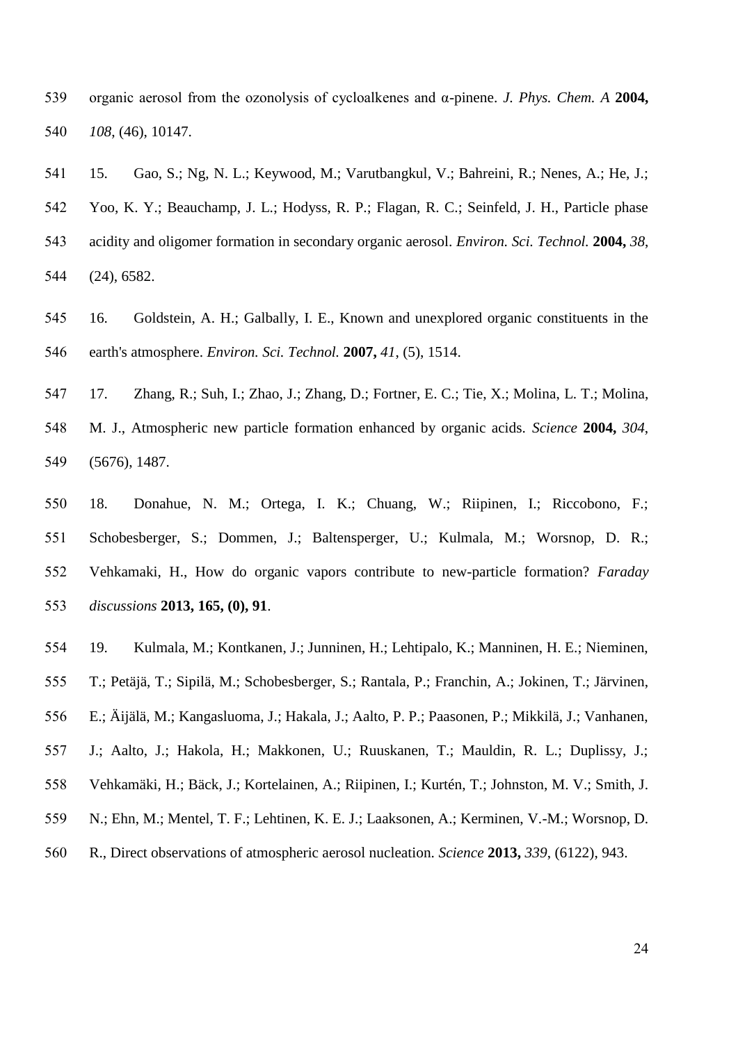organic aerosol from the ozonolysis of cycloalkenes and α-pinene. *J. Phys. Chem. A* **2004,** *108*, (46), 10147.

15. Gao, S.; Ng, N. L.; Keywood, M.; Varutbangkul, V.; Bahreini, R.; Nenes, A.; He, J.; Yoo, K. Y.; Beauchamp, J. L.; Hodyss, R. P.; Flagan, R. C.; Seinfeld, J. H., Particle phase acidity and oligomer formation in secondary organic aerosol. *Environ. Sci. Technol.* **2004,** *38*, (24), 6582.

16. Goldstein, A. H.; Galbally, I. E., Known and unexplored organic constituents in the earth's atmosphere. *Environ. Sci. Technol.* **2007,** *41*, (5), 1514.

17. Zhang, R.; Suh, I.; Zhao, J.; Zhang, D.; Fortner, E. C.; Tie, X.; Molina, L. T.; Molina, M. J., Atmospheric new particle formation enhanced by organic acids. *Science* **2004,** *304*, (5676), 1487.

18. Donahue, N. M.; Ortega, I. K.; Chuang, W.; Riipinen, I.; Riccobono, F.; Schobesberger, S.; Dommen, J.; Baltensperger, U.; Kulmala, M.; Worsnop, D. R.; Vehkamaki, H., How do organic vapors contribute to new-particle formation? *Faraday discussions* **2013, 165, (0), 91**.

19. Kulmala, M.; Kontkanen, J.; Junninen, H.; Lehtipalo, K.; Manninen, H. E.; Nieminen, T.; Petäjä, T.; Sipilä, M.; Schobesberger, S.; Rantala, P.; Franchin, A.; Jokinen, T.; Järvinen, E.; Äijälä, M.; Kangasluoma, J.; Hakala, J.; Aalto, P. P.; Paasonen, P.; Mikkilä, J.; Vanhanen, J.; Aalto, J.; Hakola, H.; Makkonen, U.; Ruuskanen, T.; Mauldin, R. L.; Duplissy, J.; Vehkamäki, H.; Bäck, J.; Kortelainen, A.; Riipinen, I.; Kurtén, T.; Johnston, M. V.; Smith, J. N.; Ehn, M.; Mentel, T. F.; Lehtinen, K. E. J.; Laaksonen, A.; Kerminen, V.-M.; Worsnop, D. R., Direct observations of atmospheric aerosol nucleation. *Science* **2013,** *339*, (6122), 943.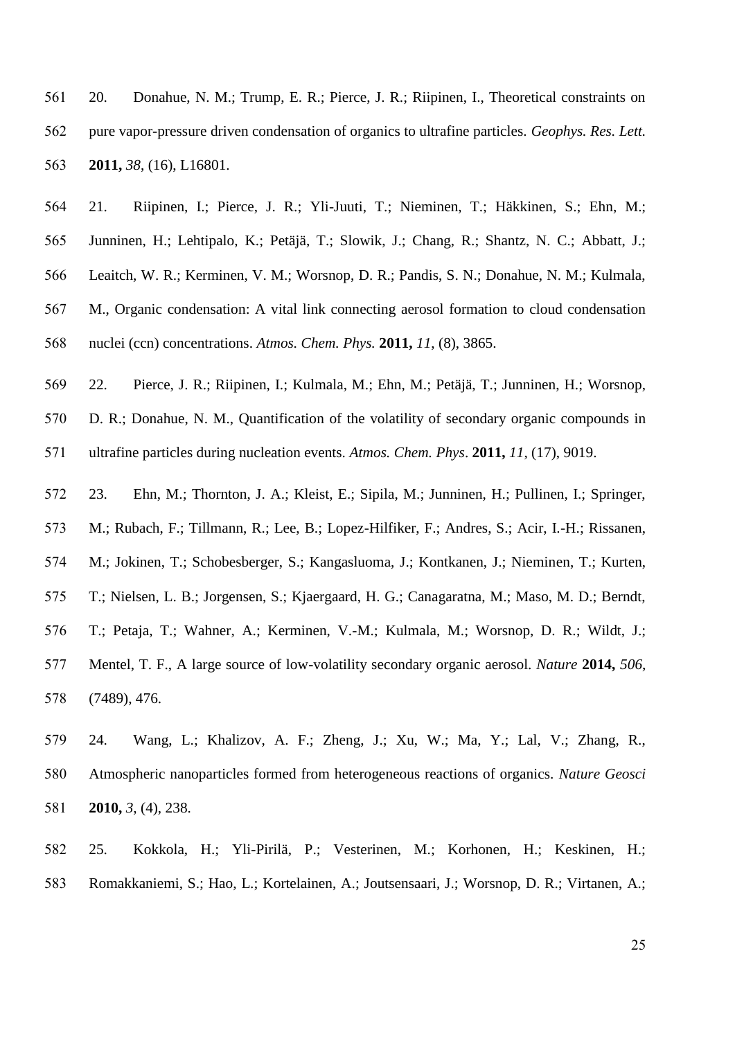20. Donahue, N. M.; Trump, E. R.; Pierce, J. R.; Riipinen, I., Theoretical constraints on pure vapor-pressure driven condensation of organics to ultrafine particles. *Geophys. Res. Lett.* **2011,** *38*, (16), L16801.

21. Riipinen, I.; Pierce, J. R.; Yli-Juuti, T.; Nieminen, T.; Häkkinen, S.; Ehn, M.; Junninen, H.; Lehtipalo, K.; Petäjä, T.; Slowik, J.; Chang, R.; Shantz, N. C.; Abbatt, J.; Leaitch, W. R.; Kerminen, V. M.; Worsnop, D. R.; Pandis, S. N.; Donahue, N. M.; Kulmala, M., Organic condensation: A vital link connecting aerosol formation to cloud condensation nuclei (ccn) concentrations. *Atmos. Chem. Phys.* **2011,** *11*, (8), 3865.

22. Pierce, J. R.; Riipinen, I.; Kulmala, M.; Ehn, M.; Petäjä, T.; Junninen, H.; Worsnop, D. R.; Donahue, N. M., Quantification of the volatility of secondary organic compounds in ultrafine particles during nucleation events. *Atmos. Chem. Phys*. **2011,** *11*, (17), 9019.

23. Ehn, M.; Thornton, J. A.; Kleist, E.; Sipila, M.; Junninen, H.; Pullinen, I.; Springer, M.; Rubach, F.; Tillmann, R.; Lee, B.; Lopez-Hilfiker, F.; Andres, S.; Acir, I.-H.; Rissanen, M.; Jokinen, T.; Schobesberger, S.; Kangasluoma, J.; Kontkanen, J.; Nieminen, T.; Kurten, T.; Nielsen, L. B.; Jorgensen, S.; Kjaergaard, H. G.; Canagaratna, M.; Maso, M. D.; Berndt, T.; Petaja, T.; Wahner, A.; Kerminen, V.-M.; Kulmala, M.; Worsnop, D. R.; Wildt, J.; Mentel, T. F., A large source of low-volatility secondary organic aerosol. *Nature* **2014,** *506*, (7489), 476.

24. Wang, L.; Khalizov, A. F.; Zheng, J.; Xu, W.; Ma, Y.; Lal, V.; Zhang, R., Atmospheric nanoparticles formed from heterogeneous reactions of organics. *Nature Geosci* **2010,** *3*, (4), 238.

25. Kokkola, H.; Yli-Pirilä, P.; Vesterinen, M.; Korhonen, H.; Keskinen, H.; Romakkaniemi, S.; Hao, L.; Kortelainen, A.; Joutsensaari, J.; Worsnop, D. R.; Virtanen, A.;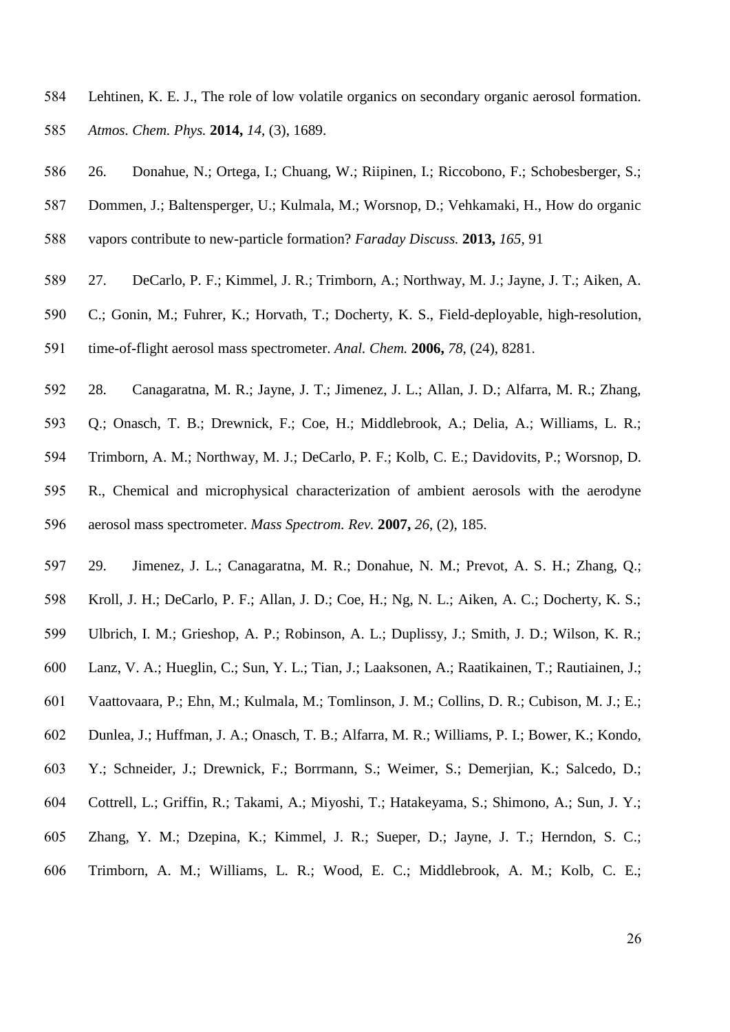Lehtinen, K. E. J., The role of low volatile organics on secondary organic aerosol formation. *Atmos. Chem. Phys.* **2014,** *14*, (3), 1689.

26. Donahue, N.; Ortega, I.; Chuang, W.; Riipinen, I.; Riccobono, F.; Schobesberger, S.; Dommen, J.; Baltensperger, U.; Kulmala, M.; Worsnop, D.; Vehkamaki, H., How do organic vapors contribute to new-particle formation? *Faraday Discuss.* **2013,** *165*, 91

27. DeCarlo, P. F.; Kimmel, J. R.; Trimborn, A.; Northway, M. J.; Jayne, J. T.; Aiken, A. C.; Gonin, M.; Fuhrer, K.; Horvath, T.; Docherty, K. S., Field-deployable, high-resolution, time-of-flight aerosol mass spectrometer. *Anal. Chem.* **2006,** *78*, (24), 8281.

28. Canagaratna, M. R.; Jayne, J. T.; Jimenez, J. L.; Allan, J. D.; Alfarra, M. R.; Zhang, Q.; Onasch, T. B.; Drewnick, F.; Coe, H.; Middlebrook, A.; Delia, A.; Williams, L. R.; Trimborn, A. M.; Northway, M. J.; DeCarlo, P. F.; Kolb, C. E.; Davidovits, P.; Worsnop, D. R., Chemical and microphysical characterization of ambient aerosols with the aerodyne aerosol mass spectrometer. *Mass Spectrom. Rev.* **2007,** *26*, (2), 185.

29. Jimenez, J. L.; Canagaratna, M. R.; Donahue, N. M.; Prevot, A. S. H.; Zhang, Q.; Kroll, J. H.; DeCarlo, P. F.; Allan, J. D.; Coe, H.; Ng, N. L.; Aiken, A. C.; Docherty, K. S.; Ulbrich, I. M.; Grieshop, A. P.; Robinson, A. L.; Duplissy, J.; Smith, J. D.; Wilson, K. R.; Lanz, V. A.; Hueglin, C.; Sun, Y. L.; Tian, J.; Laaksonen, A.; Raatikainen, T.; Rautiainen, J.; Vaattovaara, P.; Ehn, M.; Kulmala, M.; Tomlinson, J. M.; Collins, D. R.; Cubison, M. J.; E.; Dunlea, J.; Huffman, J. A.; Onasch, T. B.; Alfarra, M. R.; Williams, P. I.; Bower, K.; Kondo, Y.; Schneider, J.; Drewnick, F.; Borrmann, S.; Weimer, S.; Demerjian, K.; Salcedo, D.; Cottrell, L.; Griffin, R.; Takami, A.; Miyoshi, T.; Hatakeyama, S.; Shimono, A.; Sun, J. Y.; Zhang, Y. M.; Dzepina, K.; Kimmel, J. R.; Sueper, D.; Jayne, J. T.; Herndon, S. C.; Trimborn, A. M.; Williams, L. R.; Wood, E. C.; Middlebrook, A. M.; Kolb, C. E.;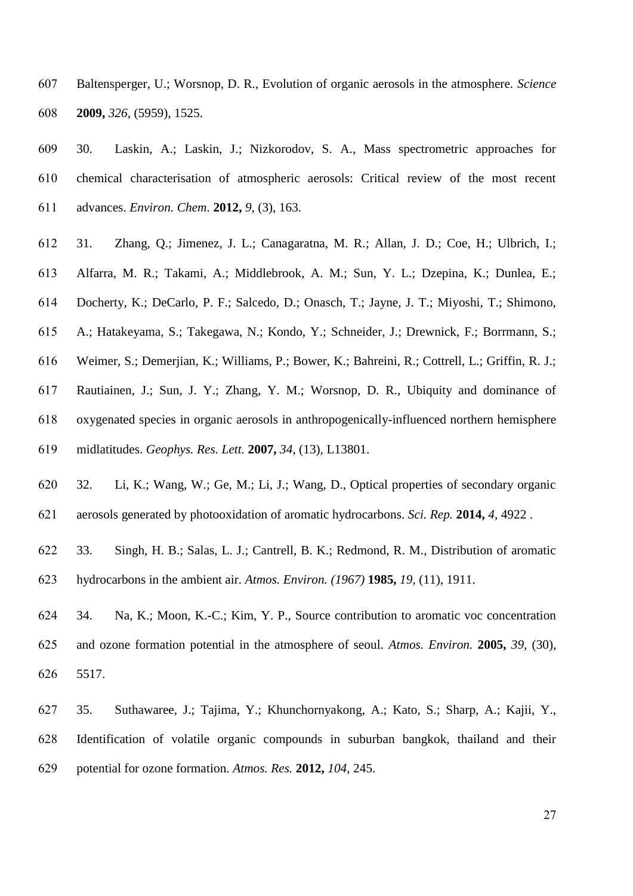Baltensperger, U.; Worsnop, D. R., Evolution of organic aerosols in the atmosphere. *Science* **2009,** *326*, (5959), 1525.

30. Laskin, A.; Laskin, J.; Nizkorodov, S. A., Mass spectrometric approaches for chemical characterisation of atmospheric aerosols: Critical review of the most recent advances. *Environ. Chem.* **2012,** *9*, (3), 163.

31. Zhang, Q.; Jimenez, J. L.; Canagaratna, M. R.; Allan, J. D.; Coe, H.; Ulbrich, I.; Alfarra, M. R.; Takami, A.; Middlebrook, A. M.; Sun, Y. L.; Dzepina, K.; Dunlea, E.; Docherty, K.; DeCarlo, P. F.; Salcedo, D.; Onasch, T.; Jayne, J. T.; Miyoshi, T.; Shimono, A.; Hatakeyama, S.; Takegawa, N.; Kondo, Y.; Schneider, J.; Drewnick, F.; Borrmann, S.; Weimer, S.; Demerjian, K.; Williams, P.; Bower, K.; Bahreini, R.; Cottrell, L.; Griffin, R. J.; Rautiainen, J.; Sun, J. Y.; Zhang, Y. M.; Worsnop, D. R., Ubiquity and dominance of oxygenated species in organic aerosols in anthropogenically-influenced northern hemisphere midlatitudes. *Geophys. Res. Lett.* **2007,** *34*, (13), L13801.

32. Li, K.; Wang, W.; Ge, M.; Li, J.; Wang, D., Optical properties of secondary organic aerosols generated by photooxidation of aromatic hydrocarbons. *Sci. Rep.* **2014,** *4*, 4922 .

33. Singh, H. B.; Salas, L. J.; Cantrell, B. K.; Redmond, R. M., Distribution of aromatic hydrocarbons in the ambient air. *Atmos. Environ. (1967)* **1985,** *19*, (11), 1911.

34. Na, K.; Moon, K.-C.; Kim, Y. P., Source contribution to aromatic voc concentration and ozone formation potential in the atmosphere of seoul. *Atmos. Environ.* **2005,** *39*, (30), 5517.

35. Suthawaree, J.; Tajima, Y.; Khunchornyakong, A.; Kato, S.; Sharp, A.; Kajii, Y., Identification of volatile organic compounds in suburban bangkok, thailand and their potential for ozone formation. *Atmos. Res.* **2012,** *104*, 245.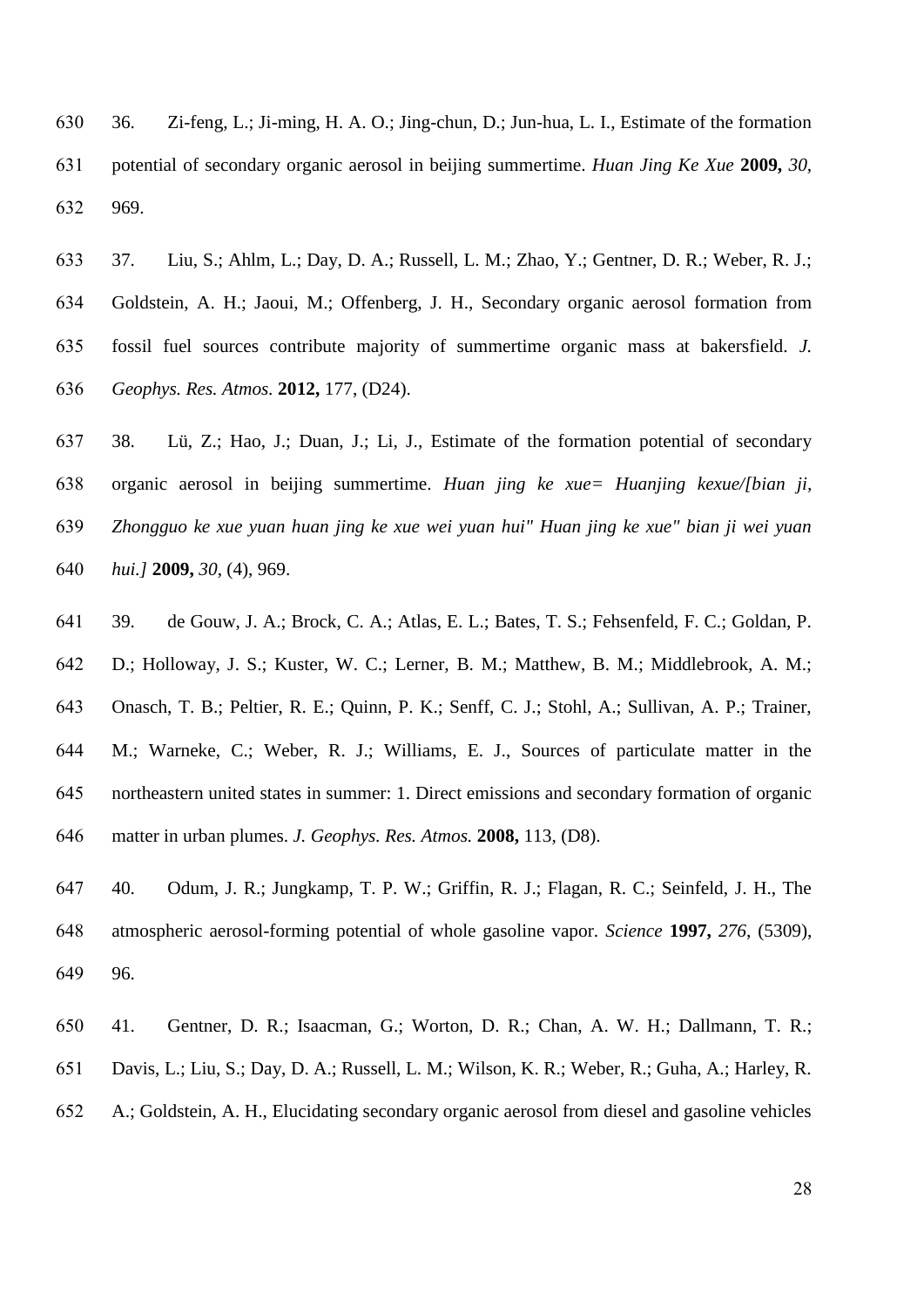36. Zi-feng, L.; Ji-ming, H. A. O.; Jing-chun, D.; Jun-hua, L. I., Estimate of the formation potential of secondary organic aerosol in beijing summertime. *Huan Jing Ke Xue* **2009,** *30*, 969.

37. Liu, S.; Ahlm, L.; Day, D. A.; Russell, L. M.; Zhao, Y.; Gentner, D. R.; Weber, R. J.; Goldstein, A. H.; Jaoui, M.; Offenberg, J. H., Secondary organic aerosol formation from fossil fuel sources contribute majority of summertime organic mass at bakersfield. *J. Geophys. Res. Atmos.* **2012,** 177, (D24).

38. Lü, Z.; Hao, J.; Duan, J.; Li, J., Estimate of the formation potential of secondary organic aerosol in beijing summertime. *Huan jing ke xue= Huanjing kexue/[bian ji, Zhongguo ke xue yuan huan jing ke xue wei yuan hui" Huan jing ke xue" bian ji wei yuan hui.]* **2009,** *30*, (4), 969.

39. de Gouw, J. A.; Brock, C. A.; Atlas, E. L.; Bates, T. S.; Fehsenfeld, F. C.; Goldan, P. D.; Holloway, J. S.; Kuster, W. C.; Lerner, B. M.; Matthew, B. M.; Middlebrook, A. M.; Onasch, T. B.; Peltier, R. E.; Quinn, P. K.; Senff, C. J.; Stohl, A.; Sullivan, A. P.; Trainer, M.; Warneke, C.; Weber, R. J.; Williams, E. J., Sources of particulate matter in the northeastern united states in summer: 1. Direct emissions and secondary formation of organic matter in urban plumes. *J. Geophys. Res. Atmos.* **2008,** 113, (D8).

40. Odum, J. R.; Jungkamp, T. P. W.; Griffin, R. J.; Flagan, R. C.; Seinfeld, J. H., The atmospheric aerosol-forming potential of whole gasoline vapor. *Science* **1997,** *276*, (5309), 96.

41. Gentner, D. R.; Isaacman, G.; Worton, D. R.; Chan, A. W. H.; Dallmann, T. R.; Davis, L.; Liu, S.; Day, D. A.; Russell, L. M.; Wilson, K. R.; Weber, R.; Guha, A.; Harley, R. A.; Goldstein, A. H., Elucidating secondary organic aerosol from diesel and gasoline vehicles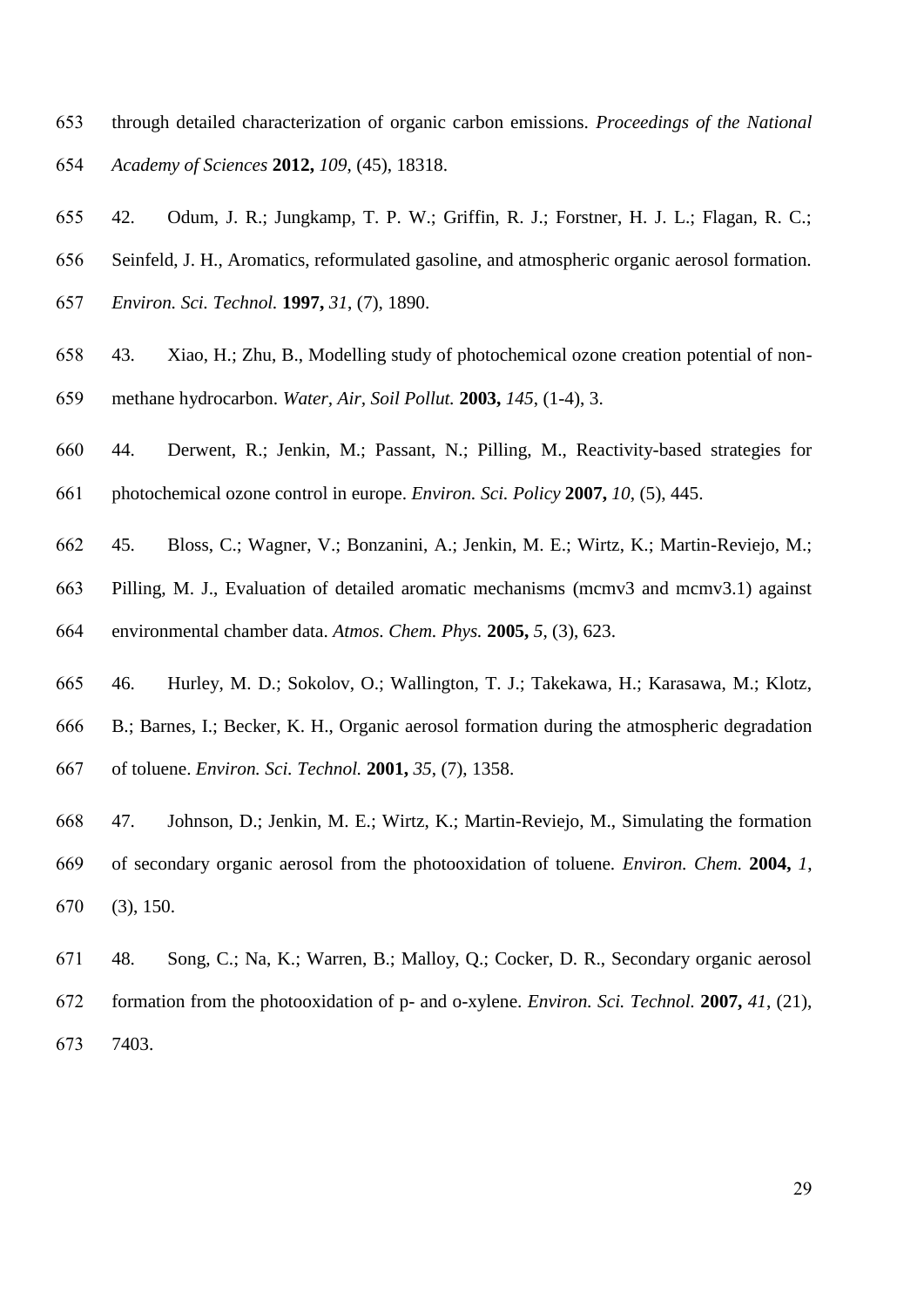through detailed characterization of organic carbon emissions. *Proceedings of the National Academy of Sciences* **2012,** *109*, (45), 18318.

42. Odum, J. R.; Jungkamp, T. P. W.; Griffin, R. J.; Forstner, H. J. L.; Flagan, R. C.; Seinfeld, J. H., Aromatics, reformulated gasoline, and atmospheric organic aerosol formation. *Environ. Sci. Technol.* **1997,** *31*, (7), 1890.

43. Xiao, H.; Zhu, B., Modelling study of photochemical ozone creation potential of non-methane hydrocarbon. *Water, Air, Soil Pollut.* **2003,** *145*, (1-4), 3.

44. Derwent, R.; Jenkin, M.; Passant, N.; Pilling, M., Reactivity-based strategies for photochemical ozone control in europe. *Environ. Sci. Policy* **2007,** *10*, (5), 445.

45. Bloss, C.; Wagner, V.; Bonzanini, A.; Jenkin, M. E.; Wirtz, K.; Martin-Reviejo, M.; Pilling, M. J., Evaluation of detailed aromatic mechanisms (mcmv3 and mcmv3.1) against environmental chamber data. *Atmos. Chem. Phys.* **2005,** *5*, (3), 623.

46. Hurley, M. D.; Sokolov, O.; Wallington, T. J.; Takekawa, H.; Karasawa, M.; Klotz, B.; Barnes, I.; Becker, K. H., Organic aerosol formation during the atmospheric degradation of toluene. *Environ. Sci. Technol.* **2001,** *35*, (7), 1358.

47. Johnson, D.; Jenkin, M. E.; Wirtz, K.; Martin-Reviejo, M., Simulating the formation of secondary organic aerosol from the photooxidation of toluene. *Environ. Chem.* **2004,** *1*, (3), 150.

48. Song, C.; Na, K.; Warren, B.; Malloy, Q.; Cocker, D. R., Secondary organic aerosol formation from the photooxidation of p- and o-xylene. *Environ. Sci. Technol.* **2007,** *41*, (21), 7403.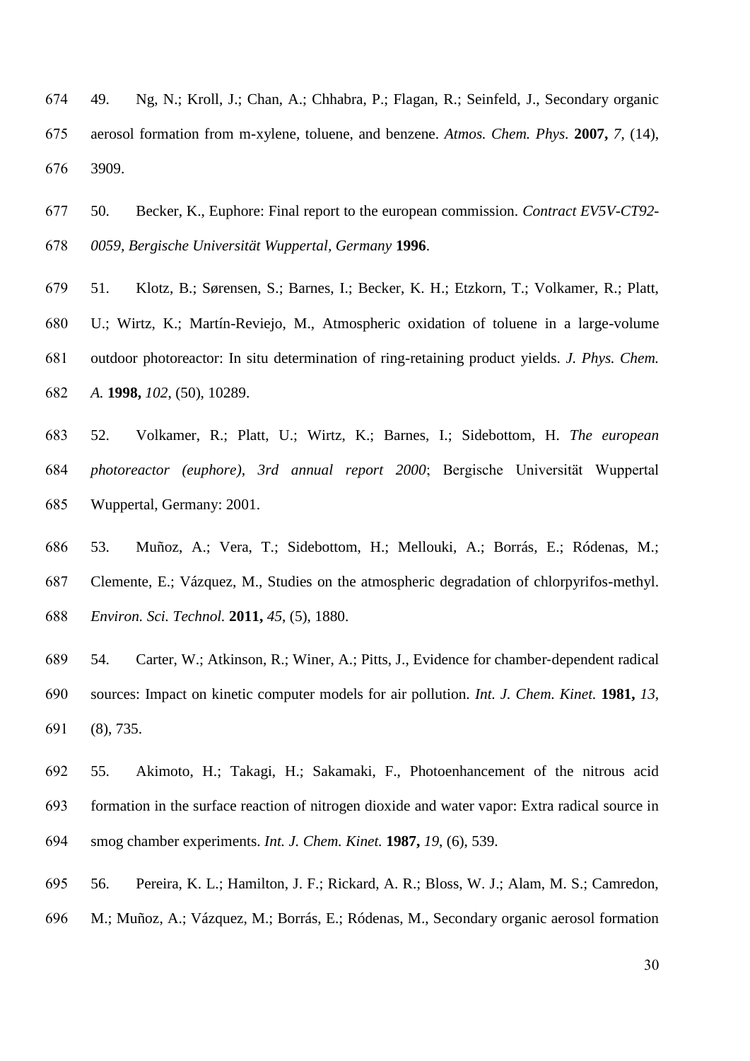49. Ng, N.; Kroll, J.; Chan, A.; Chhabra, P.; Flagan, R.; Seinfeld, J., Secondary organic aerosol formation from m-xylene, toluene, and benzene. *Atmos. Chem. Phys.* **2007,** *7*, (14), 3909.

50. Becker, K., Euphore: Final report to the european commission. *Contract EV5V-CT92-0059, Bergische Universität Wuppertal, Germany* **1996**.

51. Klotz, B.; Sørensen, S.; Barnes, I.; Becker, K. H.; Etzkorn, T.; Volkamer, R.; Platt, U.; Wirtz, K.; Martín-Reviejo, M., Atmospheric oxidation of toluene in a large-volume outdoor photoreactor: In situ determination of ring-retaining product yields. *J. Phys. Chem. A.* **1998,** *102*, (50), 10289.

52. Volkamer, R.; Platt, U.; Wirtz, K.; Barnes, I.; Sidebottom, H. *The european photoreactor (euphore), 3rd annual report 2000*; Bergische Universität Wuppertal Wuppertal, Germany: 2001.

53. Muñoz, A.; Vera, T.; Sidebottom, H.; Mellouki, A.; Borrás, E.; Ródenas, M.; Clemente, E.; Vázquez, M., Studies on the atmospheric degradation of chlorpyrifos-methyl. *Environ. Sci. Technol.* **2011,** *45*, (5), 1880.

54. Carter, W.; Atkinson, R.; Winer, A.; Pitts, J., Evidence for chamber-dependent radical sources: Impact on kinetic computer models for air pollution. *Int. J. Chem. Kinet.* **1981,** *13*, (8), 735.

55. Akimoto, H.; Takagi, H.; Sakamaki, F., Photoenhancement of the nitrous acid formation in the surface reaction of nitrogen dioxide and water vapor: Extra radical source in smog chamber experiments. *Int. J. Chem. Kinet.* **1987,** *19*, (6), 539.

56. Pereira, K. L.; Hamilton, J. F.; Rickard, A. R.; Bloss, W. J.; Alam, M. S.; Camredon, M.; Muñoz, A.; Vázquez, M.; Borrás, E.; Ródenas, M., Secondary organic aerosol formation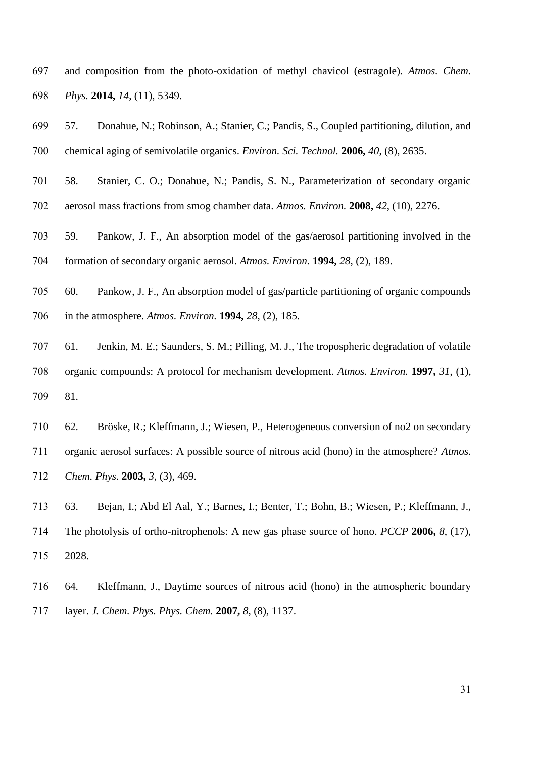and composition from the photo-oxidation of methyl chavicol (estragole). *Atmos. Chem. Phys.* **2014,** *14*, (11), 5349.

57. Donahue, N.; Robinson, A.; Stanier, C.; Pandis, S., Coupled partitioning, dilution, and chemical aging of semivolatile organics. *Environ. Sci. Technol.* **2006,** *40*, (8), 2635.

58. Stanier, C. O.; Donahue, N.; Pandis, S. N., Parameterization of secondary organic aerosol mass fractions from smog chamber data. *Atmos. Environ.* **2008,** *42*, (10), 2276.

59. Pankow, J. F., An absorption model of the gas/aerosol partitioning involved in the formation of secondary organic aerosol. *Atmos. Environ.* **1994,** *28*, (2), 189.

60. Pankow, J. F., An absorption model of gas/particle partitioning of organic compounds in the atmosphere. *Atmos. Environ.* **1994,** *28*, (2), 185.

61. Jenkin, M. E.; Saunders, S. M.; Pilling, M. J., The tropospheric degradation of volatile organic compounds: A protocol for mechanism development. *Atmos. Environ.* **1997,** *31*, (1), 81.

62. Bröske, R.; Kleffmann, J.; Wiesen, P., Heterogeneous conversion of no2 on secondary organic aerosol surfaces: A possible source of nitrous acid (hono) in the atmosphere? *Atmos. Chem. Phys.* **2003,** *3*, (3), 469.

63. Bejan, I.; Abd El Aal, Y.; Barnes, I.; Benter, T.; Bohn, B.; Wiesen, P.; Kleffmann, J., The photolysis of ortho-nitrophenols: A new gas phase source of hono. *PCCP* **2006,** *8*, (17), 2028.

64. Kleffmann, J., Daytime sources of nitrous acid (hono) in the atmospheric boundary layer. *J. Chem. Phys. Phys. Chem.* **2007,** *8*, (8), 1137.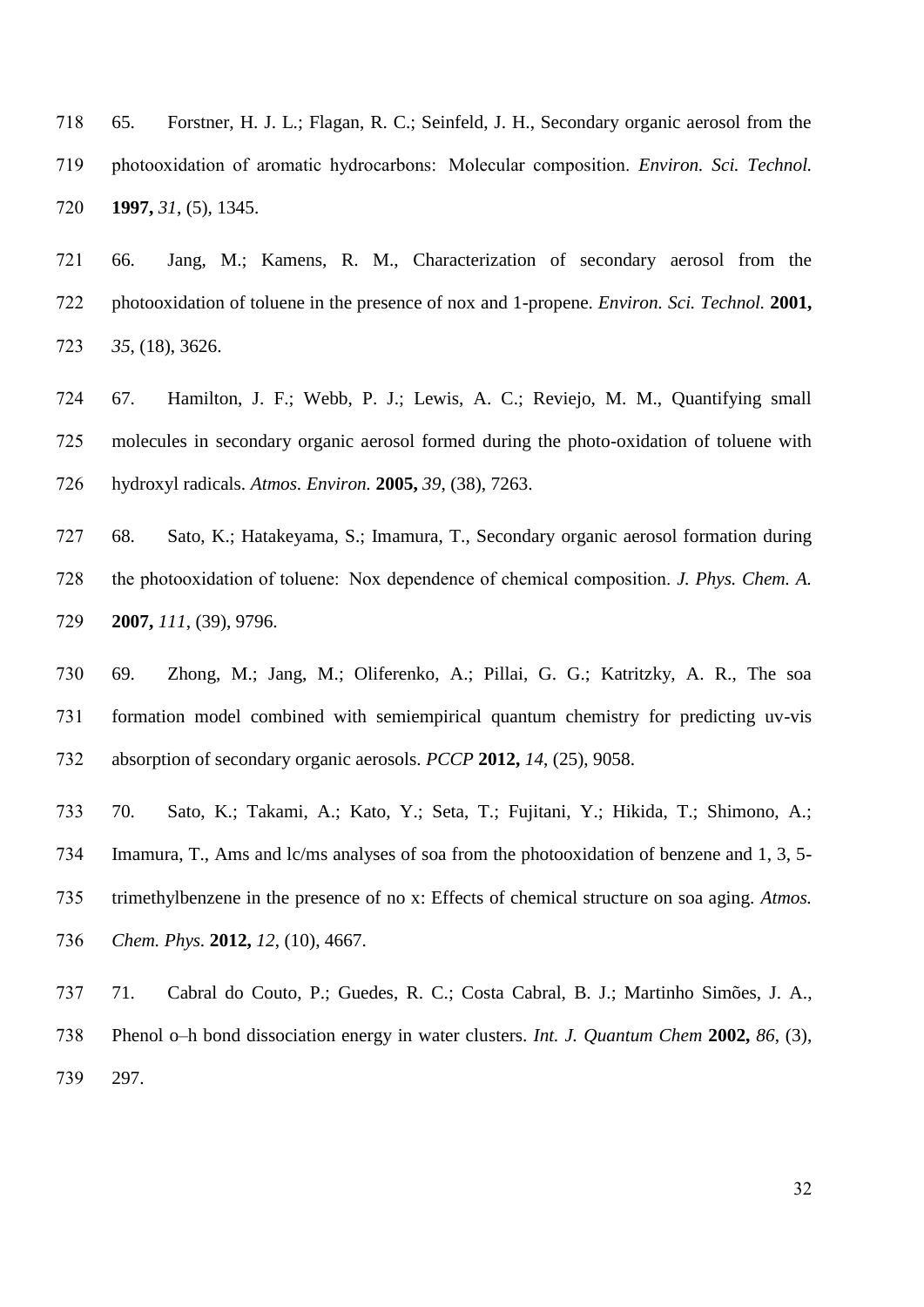65. Forstner, H. J. L.; Flagan, R. C.; Seinfeld, J. H., Secondary organic aerosol from the photooxidation of aromatic hydrocarbons: Molecular composition. *Environ. Sci. Technol.* **1997,** *31*, (5), 1345.

66. Jang, M.; Kamens, R. M., Characterization of secondary aerosol from the photooxidation of toluene in the presence of nox and 1-propene. *Environ. Sci. Technol.* **2001,** *35*, (18), 3626.

67. Hamilton, J. F.; Webb, P. J.; Lewis, A. C.; Reviejo, M. M., Quantifying small molecules in secondary organic aerosol formed during the photo-oxidation of toluene with hydroxyl radicals. *Atmos. Environ.* **2005,** *39*, (38), 7263.

68. Sato, K.; Hatakeyama, S.; Imamura, T., Secondary organic aerosol formation during the photooxidation of toluene: Nox dependence of chemical composition. *J. Phys. Chem. A.* **2007,** *111*, (39), 9796.

69. Zhong, M.; Jang, M.; Oliferenko, A.; Pillai, G. G.; Katritzky, A. R., The soa formation model combined with semiempirical quantum chemistry for predicting uv-vis absorption of secondary organic aerosols. *PCCP* **2012,** *14*, (25), 9058.

70. Sato, K.; Takami, A.; Kato, Y.; Seta, T.; Fujitani, Y.; Hikida, T.; Shimono, A.; Imamura, T., Ams and lc/ms analyses of soa from the photooxidation of benzene and 1, 3, 5-trimethylbenzene in the presence of no x: Effects of chemical structure on soa aging. *Atmos. Chem. Phys.* **2012,** *12*, (10), 4667.

71. Cabral do Couto, P.; Guedes, R. C.; Costa Cabral, B. J.; Martinho Simões, J. A., Phenol o–h bond dissociation energy in water clusters. *Int. J. Quantum Chem* **2002,** *86*, (3), 297.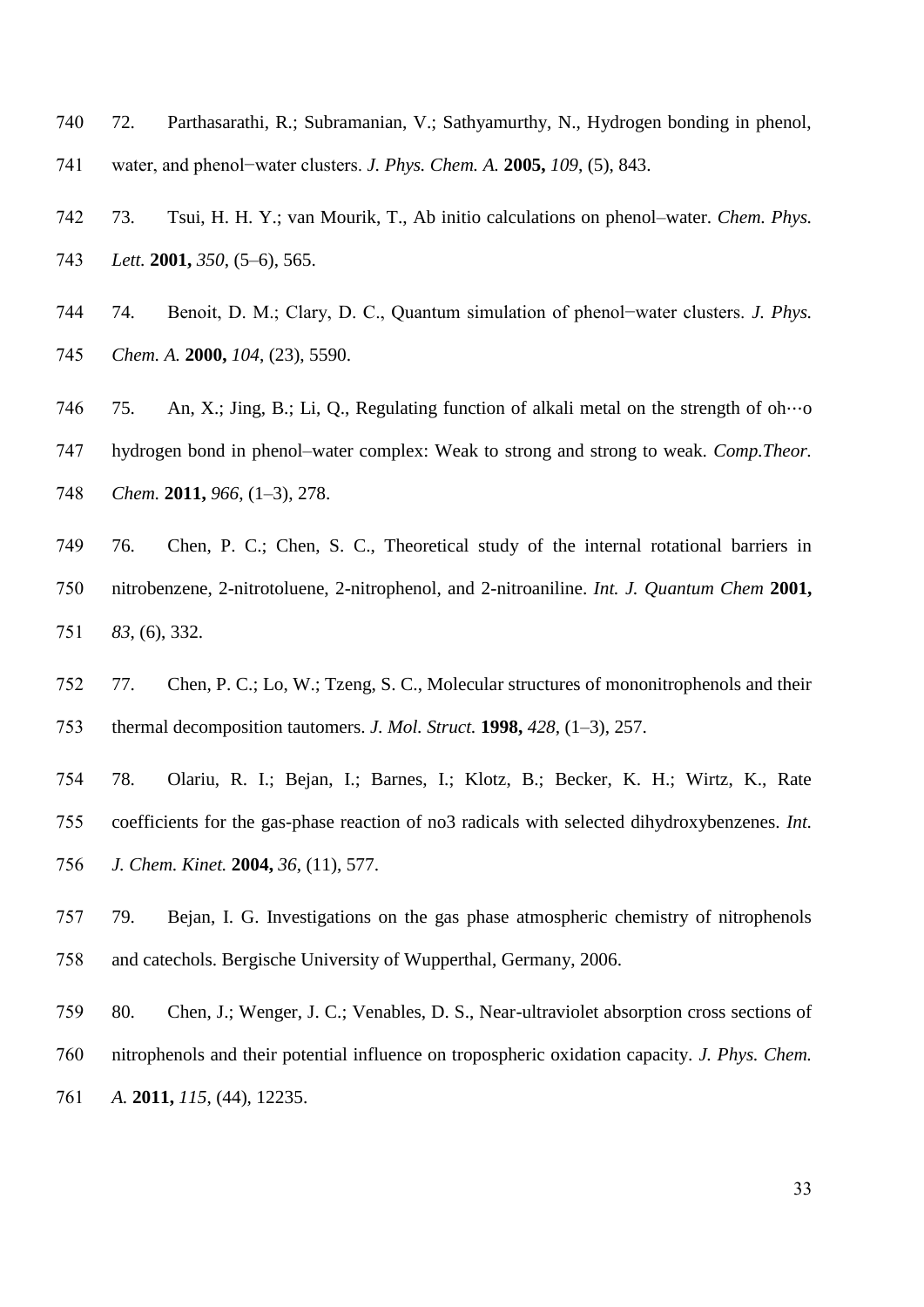72. Parthasarathi, R.; Subramanian, V.; Sathyamurthy, N., Hydrogen bonding in phenol, water, and phenol−water clusters. *J. Phys. Chem. A.* **2005,** *109*, (5), 843.

73. Tsui, H. H. Y.; van Mourik, T., Ab initio calculations on phenol–water. *Chem. Phys. Lett.* **2001,** *350*, (5–6), 565.

74. Benoit, D. M.; Clary, D. C., Quantum simulation of phenol−water clusters. *J. Phys. Chem. A.* **2000,** *104*, (23), 5590.

75. An, X.; Jing, B.; Li, Q., Regulating function of alkali metal on the strength of oh···o hydrogen bond in phenol–water complex: Weak to strong and strong to weak. *Comp.Theor. Chem.* **2011,** *966*, (1–3), 278.

76. Chen, P. C.; Chen, S. C., Theoretical study of the internal rotational barriers in nitrobenzene, 2-nitrotoluene, 2-nitrophenol, and 2-nitroaniline. *Int. J. Quantum Chem* **2001,** *83*, (6), 332.

77. Chen, P. C.; Lo, W.; Tzeng, S. C., Molecular structures of mononitrophenols and their thermal decomposition tautomers. *J. Mol. Struct.* **1998,** *428*, (1–3), 257.

78. Olariu, R. I.; Bejan, I.; Barnes, I.; Klotz, B.; Becker, K. H.; Wirtz, K., Rate coefficients for the gas-phase reaction of no3 radicals with selected dihydroxybenzenes. *Int. J. Chem. Kinet.* **2004,** *36*, (11), 577.

79. Bejan, I. G. Investigations on the gas phase atmospheric chemistry of nitrophenols and catechols. Bergische University of Wupperthal, Germany, 2006.

80. Chen, J.; Wenger, J. C.; Venables, D. S., Near-ultraviolet absorption cross sections of nitrophenols and their potential influence on tropospheric oxidation capacity. *J. Phys. Chem. A.* **2011,** *115*, (44), 12235.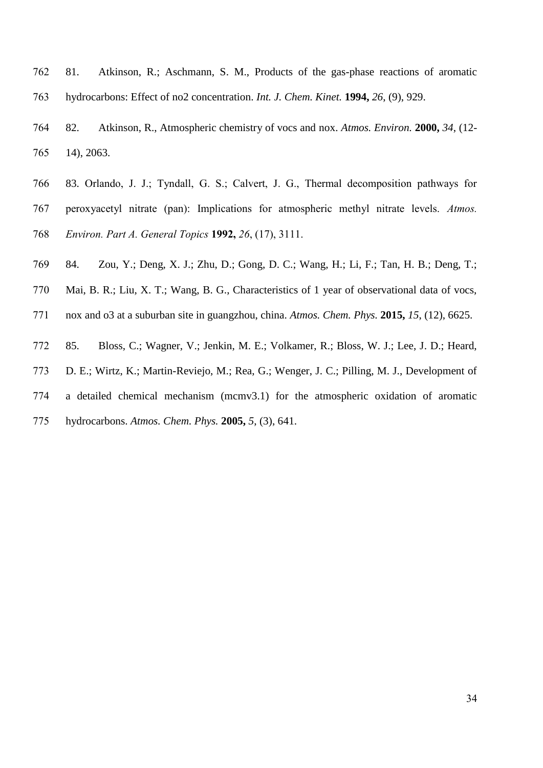81. Atkinson, R.; Aschmann, S. M., Products of the gas-phase reactions of aromatic hydrocarbons: Effect of no2 concentration. *Int. J. Chem. Kinet.* **1994,** *26*, (9), 929.

82. Atkinson, R., Atmospheric chemistry of vocs and nox. *Atmos. Environ.* **2000,** *34*, (12-14), 2063.

83. Orlando, J. J.; Tyndall, G. S.; Calvert, J. G., Thermal decomposition pathways for peroxyacetyl nitrate (pan): Implications for atmospheric methyl nitrate levels. *Atmos. Environ. Part A. General Topics* **1992,** *26*, (17), 3111.

84. Zou, Y.; Deng, X. J.; Zhu, D.; Gong, D. C.; Wang, H.; Li, F.; Tan, H. B.; Deng, T.; Mai, B. R.; Liu, X. T.; Wang, B. G., Characteristics of 1 year of observational data of vocs, nox and o3 at a suburban site in guangzhou, china. *Atmos. Chem. Phys.* **2015,** *15*, (12), 6625.

85. Bloss, C.; Wagner, V.; Jenkin, M. E.; Volkamer, R.; Bloss, W. J.; Lee, J. D.; Heard, D. E.; Wirtz, K.; Martin-Reviejo, M.; Rea, G.; Wenger, J. C.; Pilling, M. J., Development of a detailed chemical mechanism (mcmv3.1) for the atmospheric oxidation of aromatic hydrocarbons. *Atmos. Chem. Phys.* **2005,** *5*, (3), 641.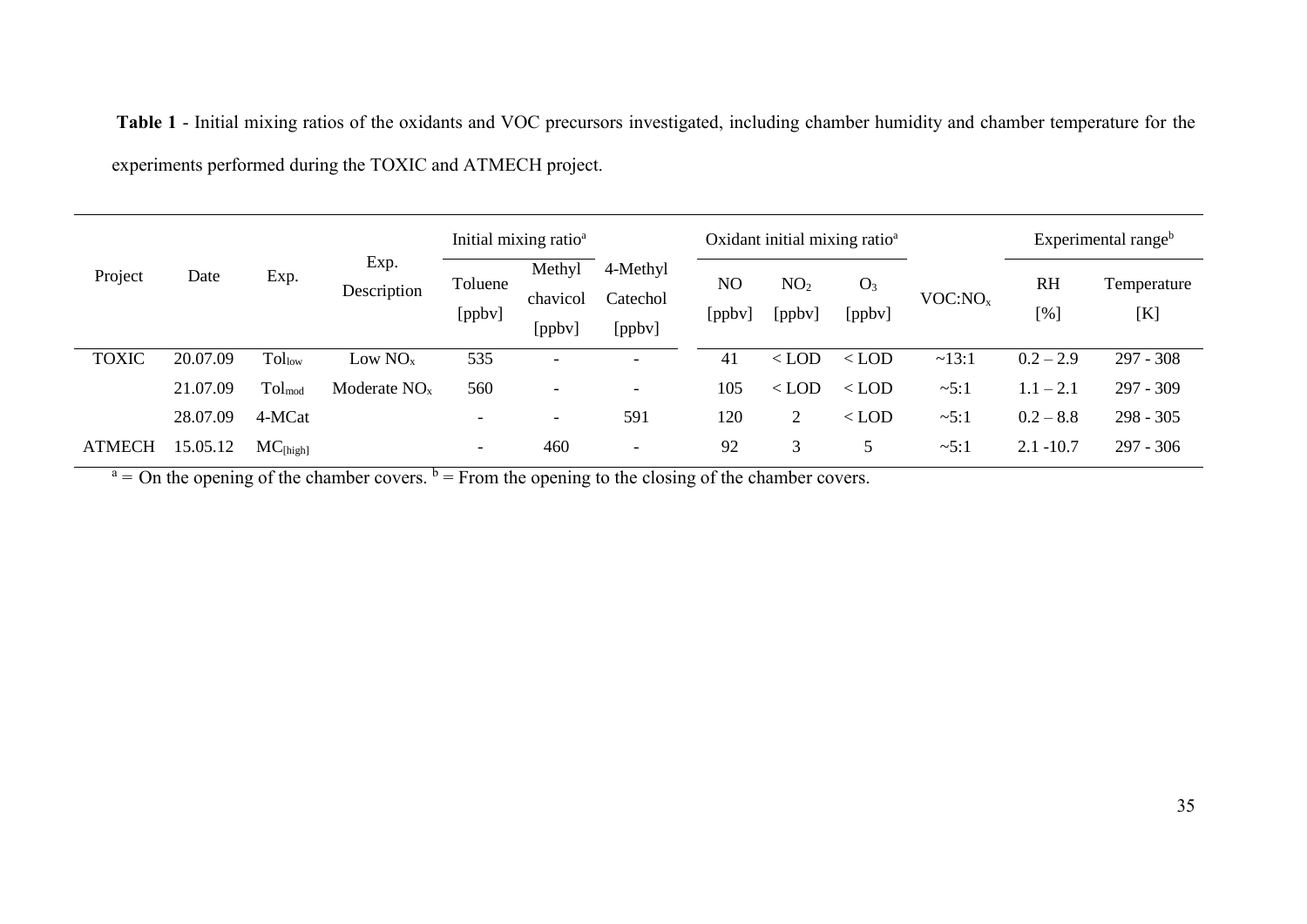**Table 1** - Initial mixing ratios of the oxidants and VOC precursors investigated, including chamber humidity and chamber temperature for the experiments performed during the TOXIC and ATMECH project.

| Project | Date | Exp. | Exp. Description | Initial mixing ratio[a] | | | Oxidant initial mixing ratio[a] | | | $VOC:NO_x$ | Experimental range[b] | |
|---|---|---|---|---|---|---|---|---|---|---|---|---|
| | | | | Toluene [ppbv] | Methyl chavicol [ppbv] | 4-Methyl Catechol [ppbv] | NO [ppbv] | $NO_2$ [ppbv] | $O_3$ [ppbv] | | RH [%] | Temperature [K] |
| TOXIC | 20.07.09 | $Tol_{low}$ | Low $NO_x$ | 535 | - | - | 41 | < LOD | < LOD | ~13:1 | 0.2 – 2.9 | 297 - 308 |
| | 21.07.09 | $Tol_{mod}$ | Moderate $NO_x$ | 560 | - | - | 105 | < LOD | < LOD | ~5:1 | 1.1 – 2.1 | 297 - 309 |
| | 28.07.09 | 4-MCat | | - | - | 591 | 120 | 2 | < LOD | ~5:1 | 0.2 – 8.8 | 298 - 305 |
| ATMECH | 15.05.12 | $MC_{[high]}$ | | - | 460 | - | 92 | 3 | 5 | ~5:1 | 2.1 -10.7 | 297 - 306 |

[a] = On the opening of the chamber covers. [b] = From the opening to the closing of the chamber covers.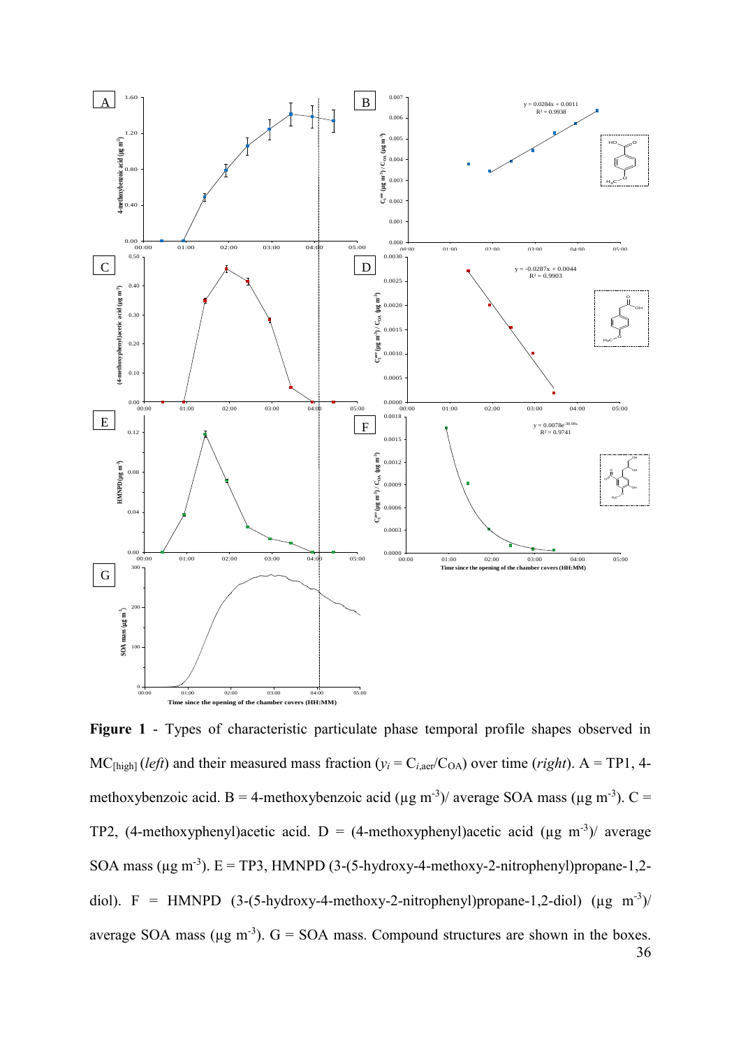**Figure 1** - Types of characteristic particulate phase temporal profile shapes observed in $MC_{[high]}$ (*left*) and their measured mass fraction ($y_i = C_{i,aer}/C_{OA}$) over time (*right*). A = TP1, 4-methoxybenzoic acid. B = 4-methoxybenzoic acid (µg $m^{-3}$)/ average SOA mass (µg $m^{-3}$). C = TP2, (4-methoxyphenyl)acetic acid. D = (4-methoxyphenyl)acetic acid (µg $m^{-3}$)/ average SOA mass (µg $m^{-3}$). E = TP3, HMNPD (3-(5-hydroxy-4-methoxy-2-nitrophenyl)propane-1,2-diol). F = HMNPD (3-(5-hydroxy-4-methoxy-2-nitrophenyl)propane-1,2-diol) (µg $m^{-3}$)/ average SOA mass (µg $m^{-3}$). G = SOA mass. Compound structures are shown in the boxes.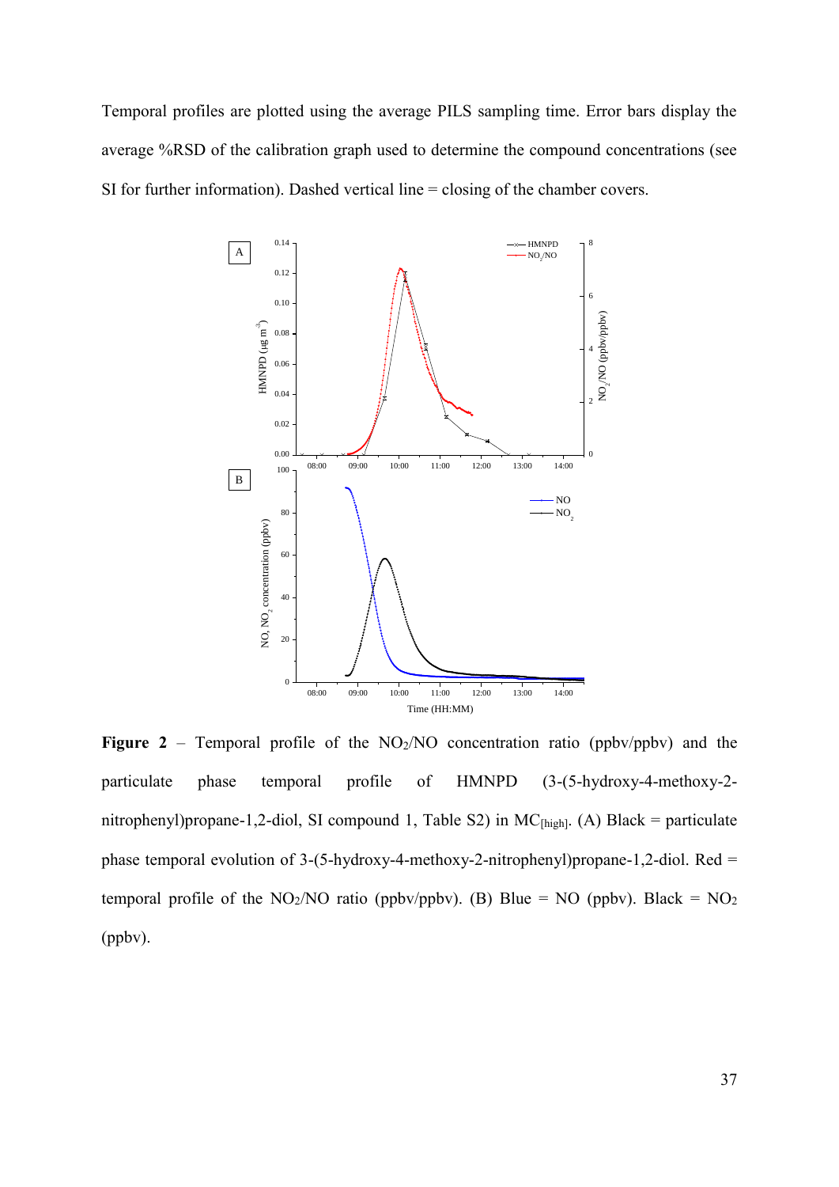Temporal profiles are plotted using the average PILS sampling time. Error bars display the average %RSD of the calibration graph used to determine the compound concentrations (see SI for further information). Dashed vertical line = closing of the chamber covers.

**Figure 2** – Temporal profile of the $NO_2$/NO concentration ratio (ppbv/ppbv) and the particulate phase temporal profile of HMNPD (3-(5-hydroxy-4-methoxy-2-nitrophenyl)propane-1,2-diol, SI compound 1, Table S2) in $MC_{[high]}$. (A) Black = particulate phase temporal evolution of 3-(5-hydroxy-4-methoxy-2-nitrophenyl)propane-1,2-diol. Red = temporal profile of the $NO_2$/NO ratio (ppbv/ppbv). (B) Blue = NO (ppbv). Black = $NO_2$ (ppbv).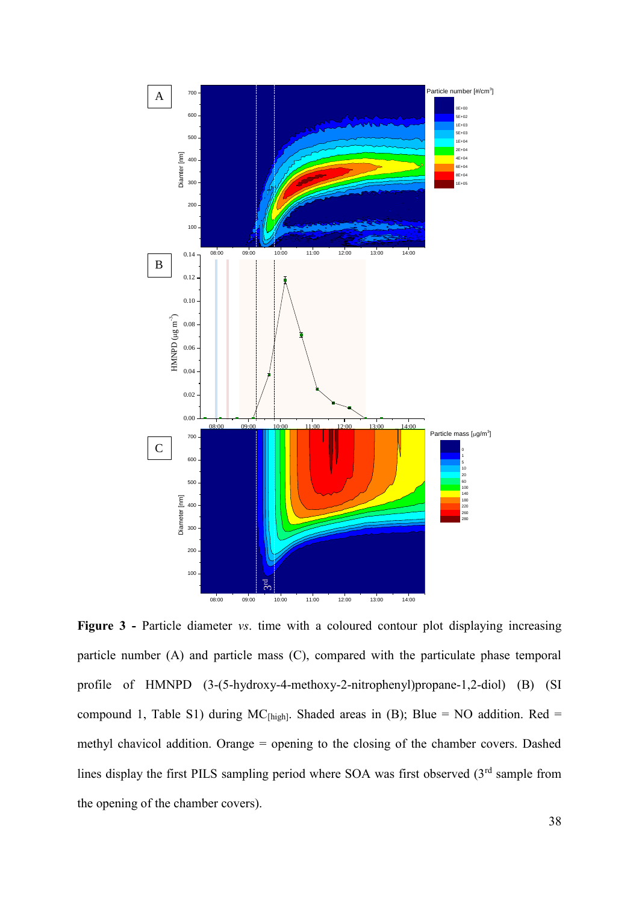A

Particle number [#/cm³]

0E+00
5E+02
1E+03
5E+03
1E+04
2E+04
4E+04
6E+04
8E+04
1E+05

Diamter [nm]

700
600
500
400
300
200
100

08:00 09:00 10:00 11:00 12:00 13:00 14:00

B

HMNPD (μg m⁻³)

0.14
0.12
0.10
0.08
0.06
0.04
0.02
0.00

08:00 09:00 10:00 11:00 12:00 13:00 14:00

C

Particle mass [μg/m³]

0
1
5
10
20
60
100
140
180
220
260
280

Diameter [nm]

700
600
500
400
300
200
100

3rd

08:00 09:00 10:00 11:00 12:00 13:00 14:00

**Figure 3 -** Particle diameter *vs*. time with a coloured contour plot displaying increasing particle number (A) and particle mass (C), compared with the particulate phase temporal profile of HMNPD (3-(5-hydroxy-4-methoxy-2-nitrophenyl)propane-1,2-diol) (B) (SI compound 1, Table S1) during $MC_{[high]}$. Shaded areas in (B); Blue = NO addition. Red = methyl chavicol addition. Orange = opening to the closing of the chamber covers. Dashed lines display the first PILS sampling period where SOA was first observed (3rd sample from the opening of the chamber covers).